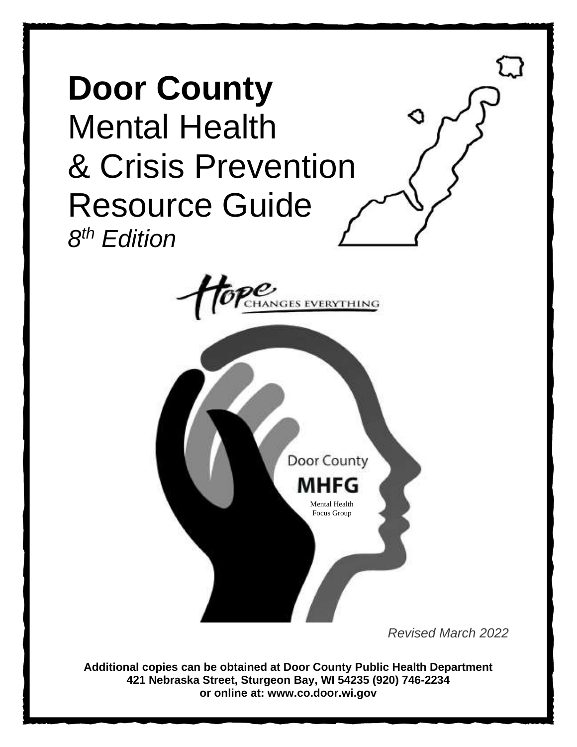# **Door County**
# Mental Health
# & Crisis Prevention
# Resource Guide

*8th Edition*

Hope CHANGES EVERYTHING

Door County

**MHFG**

Mental Health Focus Group

*Revised March 2022*

**Additional copies can be obtained at Door County Public Health Department**
**421 Nebraska Street, Sturgeon Bay, WI 54235 (920) 746-2234**
**or online at: www.co.door.wi.gov**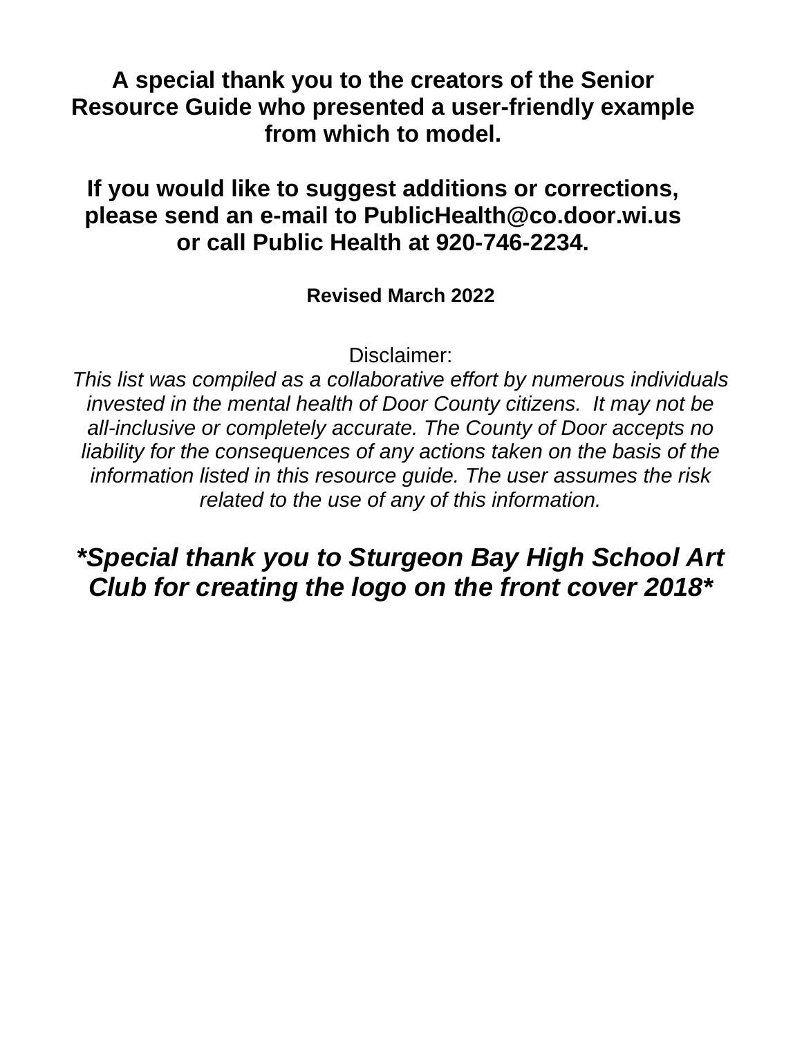**A special thank you to the creators of the Senior Resource Guide who presented a user-friendly example from which to model.**

**If you would like to suggest additions or corrections, please send an e-mail to PublicHealth@co.door.wi.us or call Public Health at 920-746-2234.**

**Revised March 2022**

Disclaimer:

*This list was compiled as a collaborative effort by numerous individuals invested in the mental health of Door County citizens. It may not be all-inclusive or completely accurate. The County of Door accepts no liability for the consequences of any actions taken on the basis of the information listed in this resource guide. The user assumes the risk related to the use of any of this information.*

***Special thank you to Sturgeon Bay High School Art Club for creating the logo on the front cover 2018***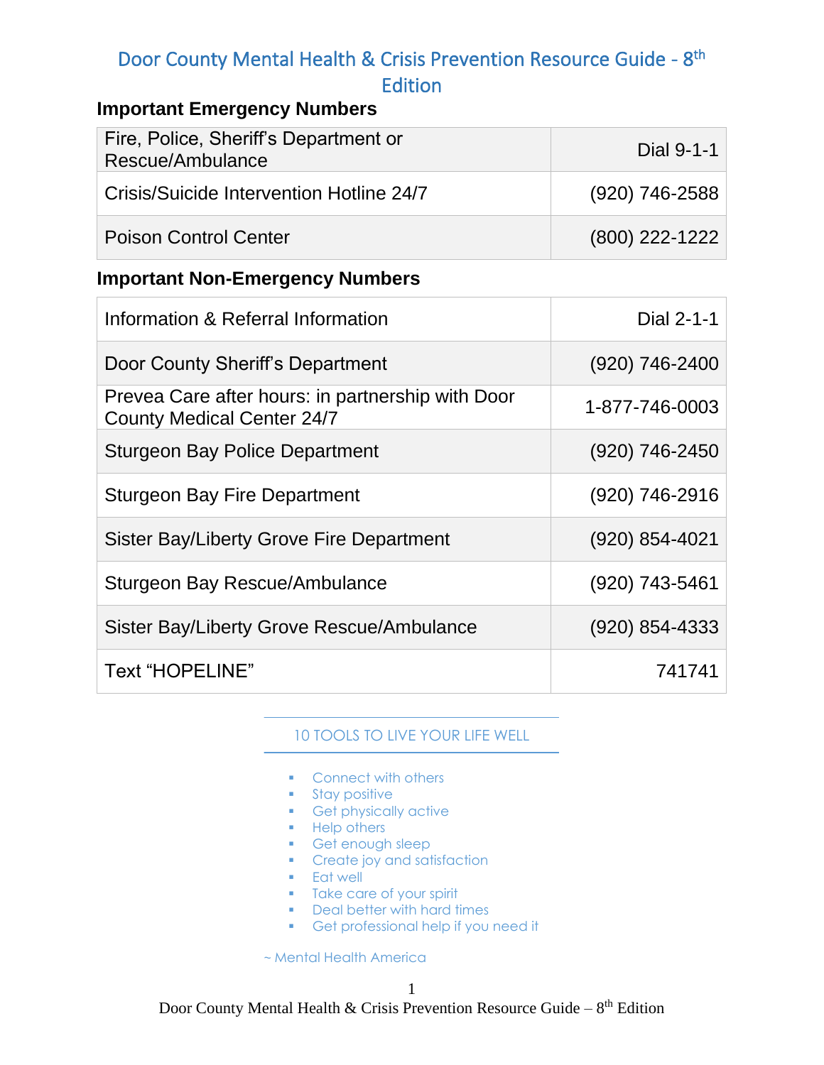# Door County Mental Health & Crisis Prevention Resource Guide - 8th Edition

## Important Emergency Numbers

| Service | Number |
|---|---|
| Fire, Police, Sheriff's Department or Rescue/Ambulance | Dial 9-1-1 |
| Crisis/Suicide Intervention Hotline 24/7 | (920) 746-2588 |
| Poison Control Center | (800) 222-1222 |

## Important Non-Emergency Numbers

| Service | Number |
|---|---|
| Information & Referral Information | Dial 2-1-1 |
| Door County Sheriff's Department | (920) 746-2400 |
| Prevea Care after hours: in partnership with Door County Medical Center 24/7 | 1-877-746-0003 |
| Sturgeon Bay Police Department | (920) 746-2450 |
| Sturgeon Bay Fire Department | (920) 746-2916 |
| Sister Bay/Liberty Grove Fire Department | (920) 854-4021 |
| Sturgeon Bay Rescue/Ambulance | (920) 743-5461 |
| Sister Bay/Liberty Grove Rescue/Ambulance | (920) 854-4333 |
| Text "HOPELINE" | 741741 |

### 10 TOOLS TO LIVE YOUR LIFE WELL

- Connect with others
- Stay positive
- Get physically active
- Help others
- Get enough sleep
- Create joy and satisfaction
- Eat well
- Take care of your spirit
- Deal better with hard times
- Get professional help if you need it

~ Mental Health America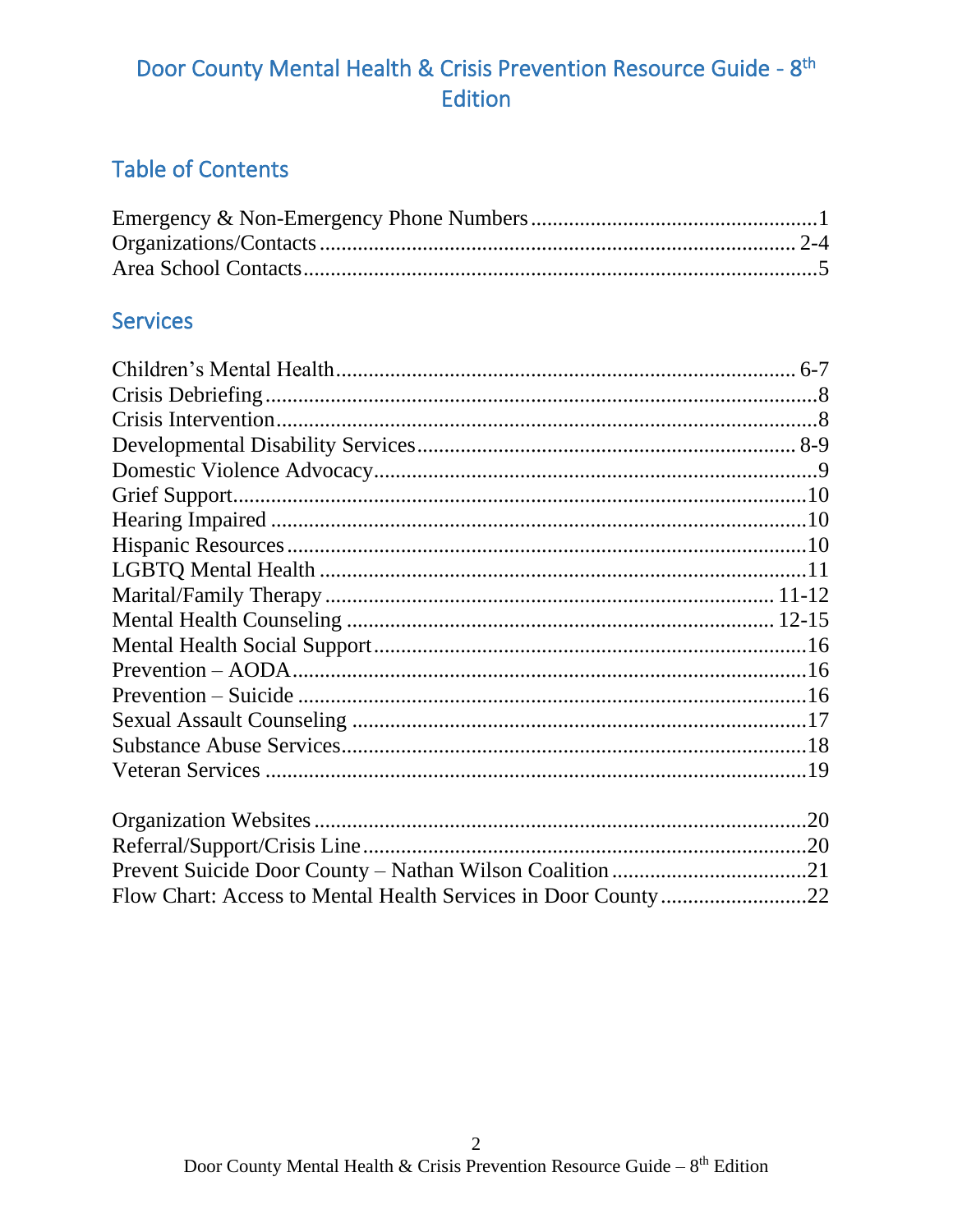# Door County Mental Health & Crisis Prevention Resource Guide - 8th Edition

## Table of Contents

Emergency & Non-Emergency Phone Numbers....................................................1
Organizations/Contacts....................................................................................... 2-4
Area School Contacts..............................................................................................5

## Services

Children's Mental Health..................................................................................... 6-7
Crisis Debriefing......................................................................................................8
Crisis Intervention....................................................................................................8
Developmental Disability Services..................................................................... 8-9
Domestic Violence Advocacy...................................................................................9
Grief Support.........................................................................................................10
Hearing Impaired ...................................................................................................10
Hispanic Resources................................................................................................10
LGBTQ Mental Health ..........................................................................................11
Marital/Family Therapy.................................................................................... 11-12
Mental Health Counseling ................................................................................ 12-15
Mental Health Social Support................................................................................16
Prevention – AODA...............................................................................................16
Prevention – Suicide ..............................................................................................16
Sexual Assault Counseling ....................................................................................17
Substance Abuse Services......................................................................................18
Veteran Services ....................................................................................................19

Organization Websites...........................................................................................20
Referral/Support/Crisis Line..................................................................................20
Prevent Suicide Door County – Nathan Wilson Coalition ....................................21
Flow Chart: Access to Mental Health Services in Door County...........................22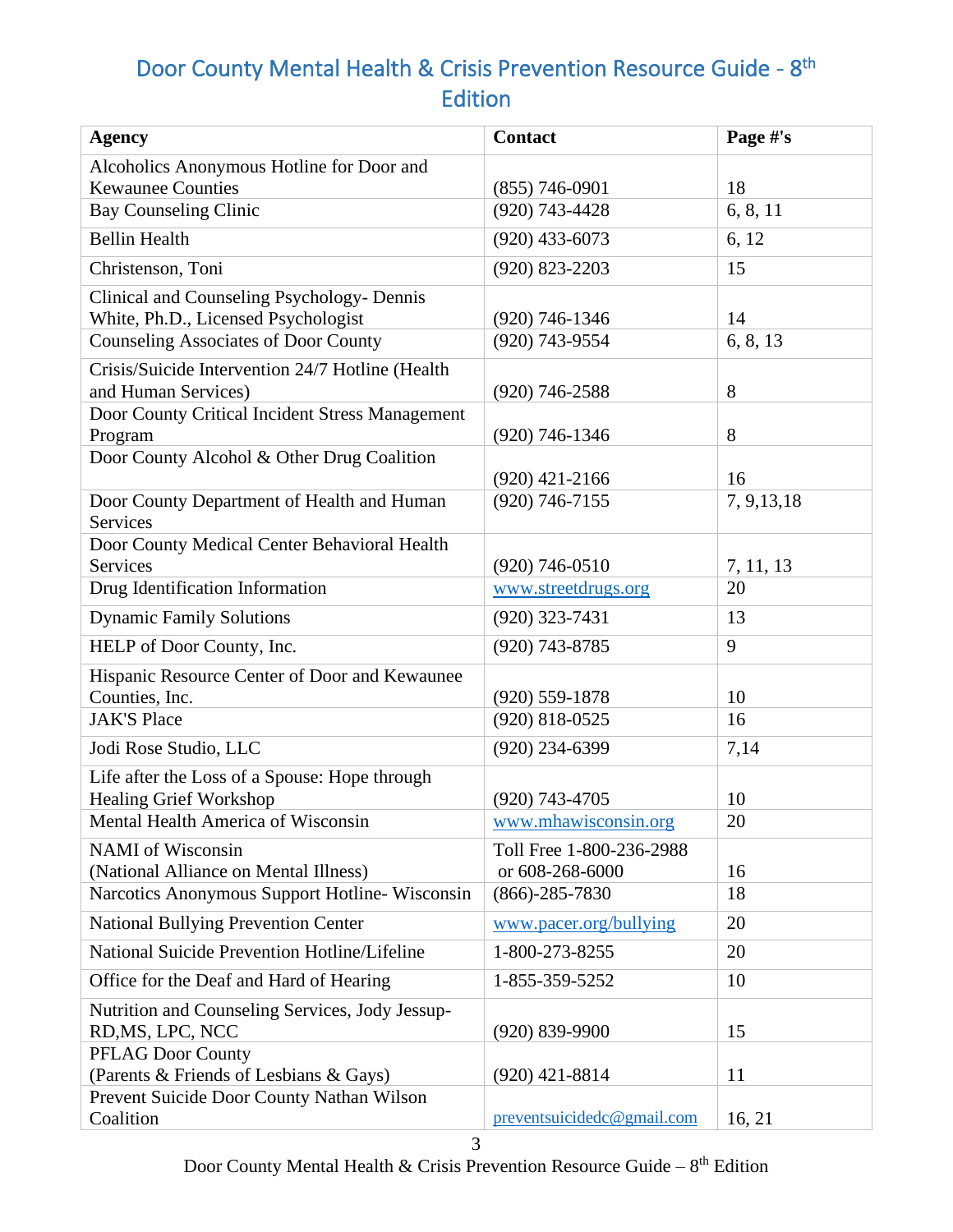# Door County Mental Health & Crisis Prevention Resource Guide - 8th Edition

| Agency | Contact | Page #'s |
|---|---|---|
| Alcoholics Anonymous Hotline for Door and Kewaunee Counties | (855) 746-0901 | 18 |
| Bay Counseling Clinic | (920) 743-4428 | 6, 8, 11 |
| Bellin Health | (920) 433-6073 | 6, 12 |
| Christenson, Toni | (920) 823-2203 | 15 |
| Clinical and Counseling Psychology- Dennis White, Ph.D., Licensed Psychologist | (920) 746-1346 | 14 |
| Counseling Associates of Door County | (920) 743-9554 | 6, 8, 13 |
| Crisis/Suicide Intervention 24/7 Hotline (Health and Human Services) | (920) 746-2588 | 8 |
| Door County Critical Incident Stress Management Program | (920) 746-1346 | 8 |
| Door County Alcohol & Other Drug Coalition | (920) 421-2166 | 16 |
| Door County Department of Health and Human Services | (920) 746-7155 | 7, 9,13,18 |
| Door County Medical Center Behavioral Health Services | (920) 746-0510 | 7, 11, 13 |
| Drug Identification Information | www.streetdrugs.org | 20 |
| Dynamic Family Solutions | (920) 323-7431 | 13 |
| HELP of Door County, Inc. | (920) 743-8785 | 9 |
| Hispanic Resource Center of Door and Kewaunee Counties, Inc. | (920) 559-1878 | 10 |
| JAK'S Place | (920) 818-0525 | 16 |
| Jodi Rose Studio, LLC | (920) 234-6399 | 7,14 |
| Life after the Loss of a Spouse: Hope through Healing Grief Workshop | (920) 743-4705 | 10 |
| Mental Health America of Wisconsin | www.mhawisconsin.org | 20 |
| NAMI of Wisconsin (National Alliance on Mental Illness) | Toll Free 1-800-236-2988 or 608-268-6000 | 16 |
| Narcotics Anonymous Support Hotline- Wisconsin | (866)-285-7830 | 18 |
| National Bullying Prevention Center | www.pacer.org/bullying | 20 |
| National Suicide Prevention Hotline/Lifeline | 1-800-273-8255 | 20 |
| Office for the Deaf and Hard of Hearing | 1-855-359-5252 | 10 |
| Nutrition and Counseling Services, Jody Jessup-RD,MS, LPC, NCC | (920) 839-9900 | 15 |
| PFLAG Door County (Parents & Friends of Lesbians & Gays) | (920) 421-8814 | 11 |
| Prevent Suicide Door County Nathan Wilson Coalition | preventsuicidedc@gmail.com | 16, 21 |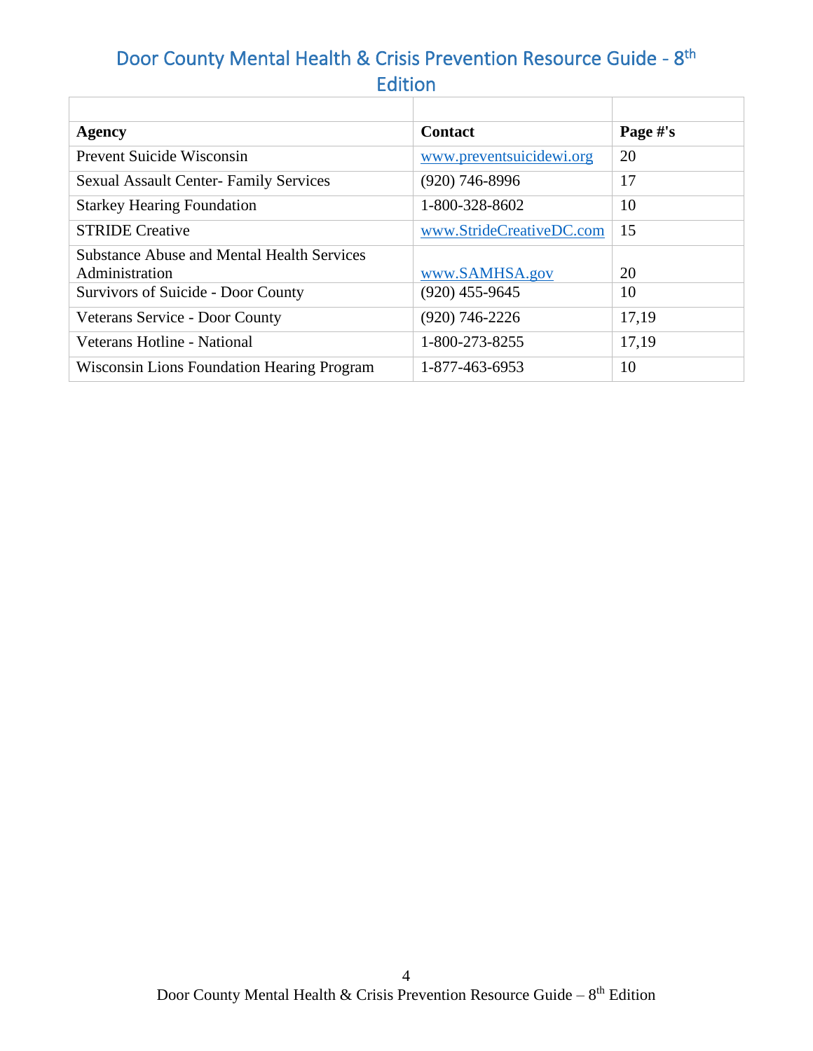# Door County Mental Health & Crisis Prevention Resource Guide - 8th Edition

| Agency | Contact | Page #'s |
|---|---|---|
| Prevent Suicide Wisconsin | www.preventsuicidewi.org | 20 |
| Sexual Assault Center- Family Services | (920) 746-8996 | 17 |
| Starkey Hearing Foundation | 1-800-328-8602 | 10 |
| STRIDE Creative | www.StrideCreativeDC.com | 15 |
| Substance Abuse and Mental Health Services Administration | www.SAMHSA.gov | 20 |
| Survivors of Suicide - Door County | (920) 455-9645 | 10 |
| Veterans Service - Door County | (920) 746-2226 | 17,19 |
| Veterans Hotline - National | 1-800-273-8255 | 17,19 |
| Wisconsin Lions Foundation Hearing Program | 1-877-463-6953 | 10 |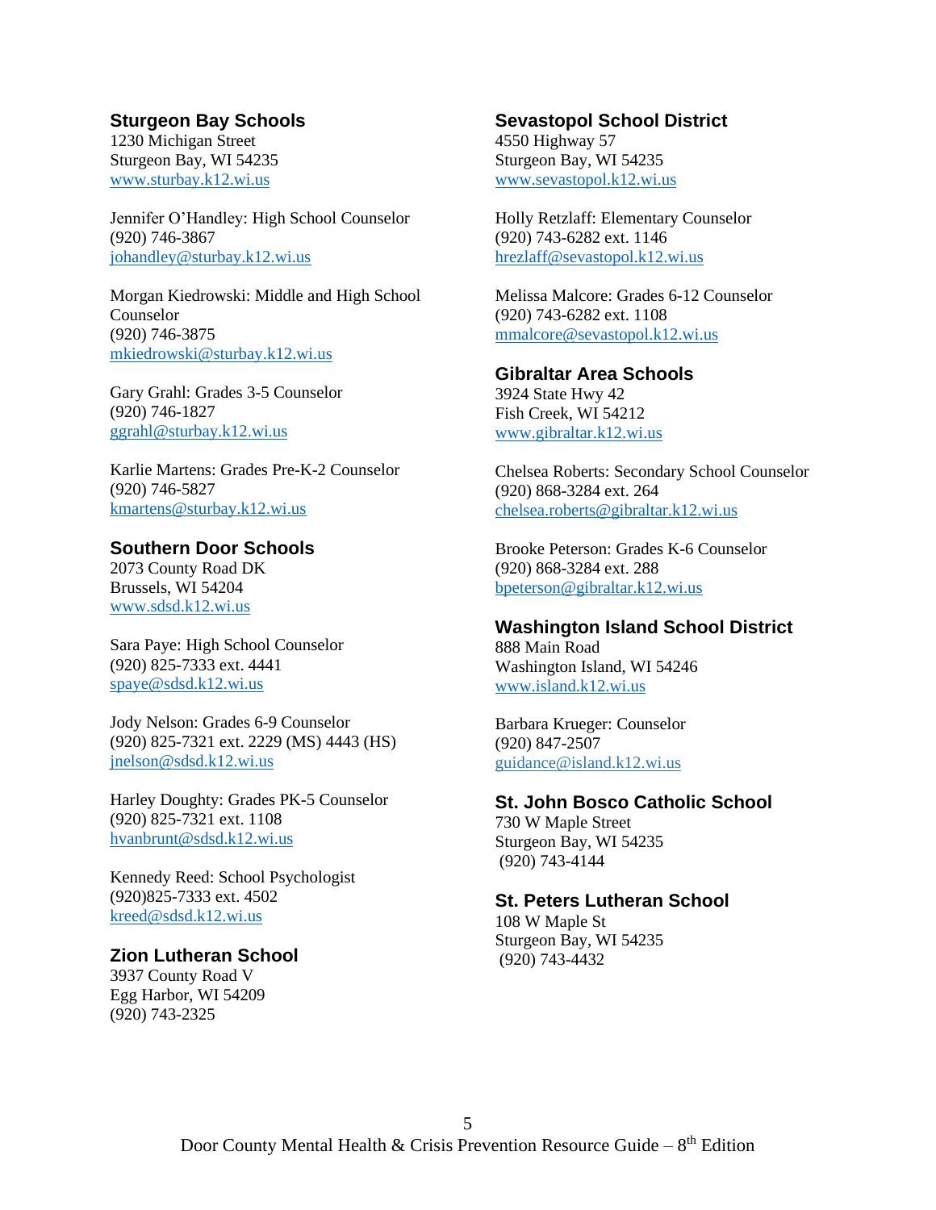### Sturgeon Bay Schools

1230 Michigan Street
Sturgeon Bay, WI 54235
www.sturbay.k12.wi.us

Jennifer O'Handley: High School Counselor
(920) 746-3867
johandley@sturbay.k12.wi.us

Morgan Kiedrowski: Middle and High School Counselor
(920) 746-3875
mkiedrowski@sturbay.k12.wi.us

Gary Grahl: Grades 3-5 Counselor
(920) 746-1827
ggrahl@sturbay.k12.wi.us

Karlie Martens: Grades Pre-K-2 Counselor
(920) 746-5827
kmartens@sturbay.k12.wi.us

### Southern Door Schools

2073 County Road DK
Brussels, WI 54204
www.sdsd.k12.wi.us

Sara Paye: High School Counselor
(920) 825-7333 ext. 4441
spaye@sdsd.k12.wi.us

Jody Nelson: Grades 6-9 Counselor
(920) 825-7321 ext. 2229 (MS) 4443 (HS)
jnelson@sdsd.k12.wi.us

Harley Doughty: Grades PK-5 Counselor
(920) 825-7321 ext. 1108
hvanbrunt@sdsd.k12.wi.us

Kennedy Reed: School Psychologist
(920)825-7333 ext. 4502
kreed@sdsd.k12.wi.us

### Zion Lutheran School

3937 County Road V
Egg Harbor, WI 54209
(920) 743-2325

### Sevastopol School District

4550 Highway 57
Sturgeon Bay, WI 54235
www.sevastopol.k12.wi.us

Holly Retzlaff: Elementary Counselor
(920) 743-6282 ext. 1146
hrezlaff@sevastopol.k12.wi.us

Melissa Malcore: Grades 6-12 Counselor
(920) 743-6282 ext. 1108
mmalcore@sevastopol.k12.wi.us

### Gibraltar Area Schools

3924 State Hwy 42
Fish Creek, WI 54212
www.gibraltar.k12.wi.us

Chelsea Roberts: Secondary School Counselor
(920) 868-3284 ext. 264
chelsea.roberts@gibraltar.k12.wi.us

Brooke Peterson: Grades K-6 Counselor
(920) 868-3284 ext. 288
bpeterson@gibraltar.k12.wi.us

### Washington Island School District

888 Main Road
Washington Island, WI 54246
www.island.k12.wi.us

Barbara Krueger: Counselor
(920) 847-2507
guidance@island.k12.wi.us

### St. John Bosco Catholic School

730 W Maple Street
Sturgeon Bay, WI 54235
(920) 743-4144

### St. Peters Lutheran School

108 W Maple St
Sturgeon Bay, WI 54235
(920) 743-4432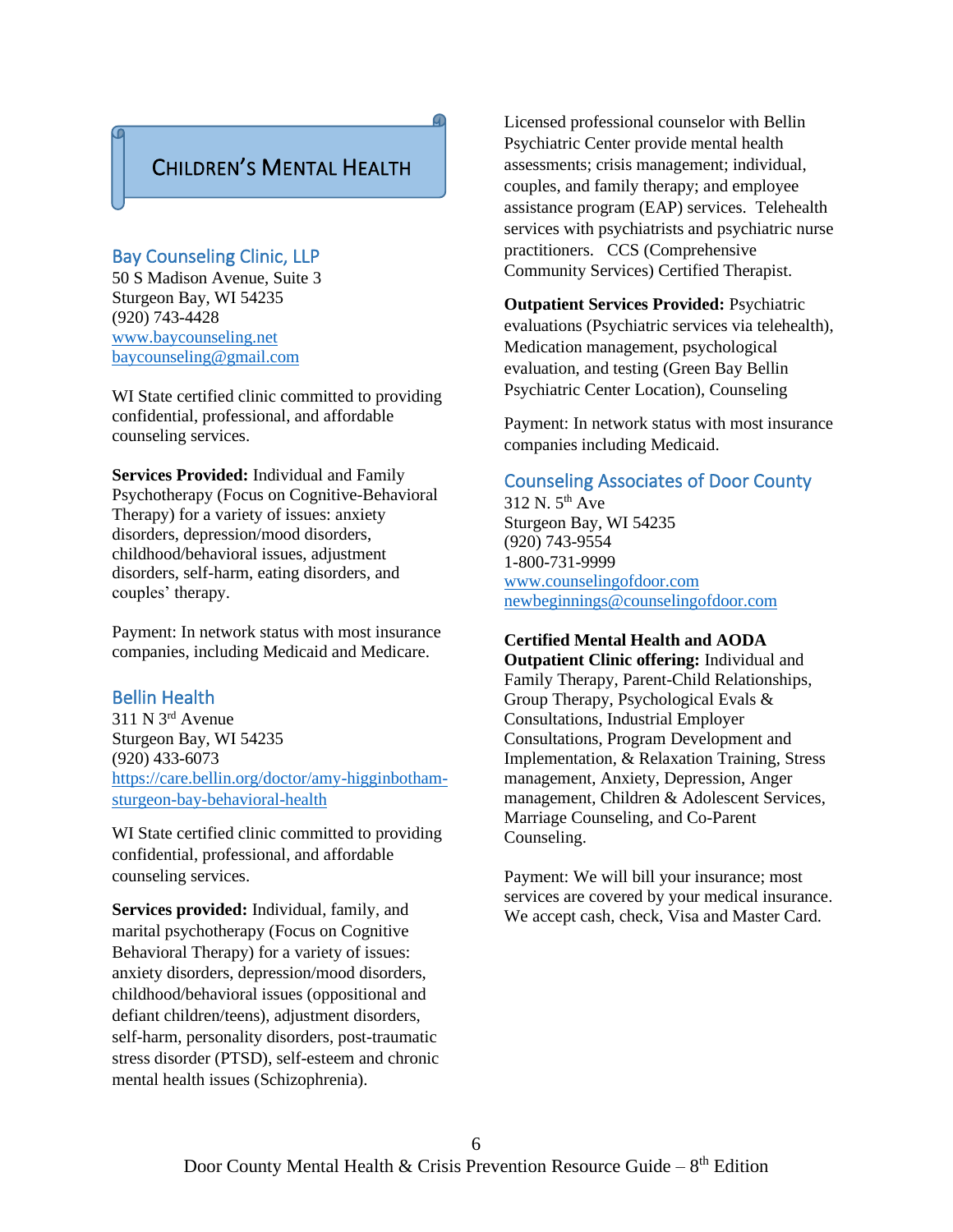# Children's Mental Health

## Bay Counseling Clinic, LLP

50 S Madison Avenue, Suite 3
Sturgeon Bay, WI 54235
(920) 743-4428
www.baycounseling.net
baycounseling@gmail.com

WI State certified clinic committed to providing confidential, professional, and affordable counseling services.

**Services Provided:** Individual and Family Psychotherapy (Focus on Cognitive-Behavioral Therapy) for a variety of issues: anxiety disorders, depression/mood disorders, childhood/behavioral issues, adjustment disorders, self-harm, eating disorders, and couples' therapy.

Payment: In network status with most insurance companies, including Medicaid and Medicare.

## Bellin Health

311 N 3rd Avenue
Sturgeon Bay, WI 54235
(920) 433-6073
https://care.bellin.org/doctor/amy-higginbotham-sturgeon-bay-behavioral-health

WI State certified clinic committed to providing confidential, professional, and affordable counseling services.

**Services provided:** Individual, family, and marital psychotherapy (Focus on Cognitive Behavioral Therapy) for a variety of issues: anxiety disorders, depression/mood disorders, childhood/behavioral issues (oppositional and defiant children/teens), adjustment disorders, self-harm, personality disorders, post-traumatic stress disorder (PTSD), self-esteem and chronic mental health issues (Schizophrenia).

Licensed professional counselor with Bellin Psychiatric Center provide mental health assessments; crisis management; individual, couples, and family therapy; and employee assistance program (EAP) services. Telehealth services with psychiatrists and psychiatric nurse practitioners. CCS (Comprehensive Community Services) Certified Therapist.

**Outpatient Services Provided:** Psychiatric evaluations (Psychiatric services via telehealth), Medication management, psychological evaluation, and testing (Green Bay Bellin Psychiatric Center Location), Counseling

Payment: In network status with most insurance companies including Medicaid.

## Counseling Associates of Door County

312 N. 5th Ave
Sturgeon Bay, WI 54235
(920) 743-9554
1-800-731-9999
www.counselingofdoor.com
newbeginnings@counselingofdoor.com

**Certified Mental Health and AODA Outpatient Clinic offering:** Individual and Family Therapy, Parent-Child Relationships, Group Therapy, Psychological Evals & Consultations, Industrial Employer Consultations, Program Development and Implementation, & Relaxation Training, Stress management, Anxiety, Depression, Anger management, Children & Adolescent Services, Marriage Counseling, and Co-Parent Counseling.

Payment: We will bill your insurance; most services are covered by your medical insurance. We accept cash, check, Visa and Master Card.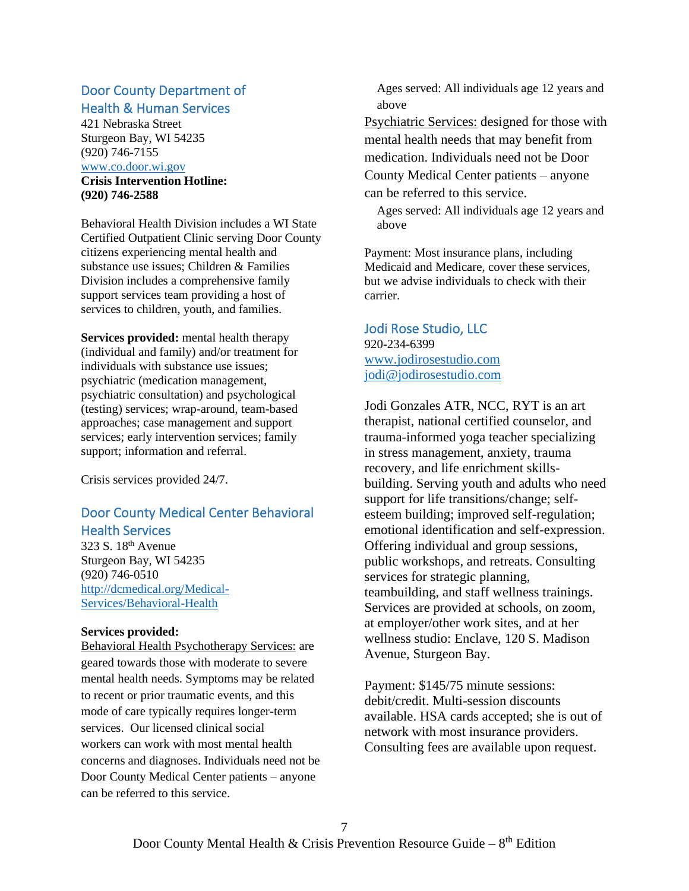## Door County Department of Health & Human Services

421 Nebraska Street
Sturgeon Bay, WI 54235
(920) 746-7155
www.co.door.wi.gov
**Crisis Intervention Hotline:**
**(920) 746-2588**

Behavioral Health Division includes a WI State Certified Outpatient Clinic serving Door County citizens experiencing mental health and substance use issues; Children & Families Division includes a comprehensive family support services team providing a host of services to children, youth, and families.

**Services provided:** mental health therapy (individual and family) and/or treatment for individuals with substance use issues; psychiatric (medication management, psychiatric consultation) and psychological (testing) services; wrap-around, team-based approaches; case management and support services; early intervention services; family support; information and referral.

Crisis services provided 24/7.

## Door County Medical Center Behavioral Health Services

323 S. 18th Avenue
Sturgeon Bay, WI 54235
(920) 746-0510
http://dcmedical.org/Medical-Services/Behavioral-Health

**Services provided:**

Behavioral Health Psychotherapy Services: are geared towards those with moderate to severe mental health needs. Symptoms may be related to recent or prior traumatic events, and this mode of care typically requires longer-term services. Our licensed clinical social workers can work with most mental health concerns and diagnoses. Individuals need not be Door County Medical Center patients – anyone can be referred to this service.

Ages served: All individuals age 12 years and above

Psychiatric Services: designed for those with mental health needs that may benefit from medication. Individuals need not be Door County Medical Center patients – anyone can be referred to this service.

Ages served: All individuals age 12 years and above

Payment: Most insurance plans, including Medicaid and Medicare, cover these services, but we advise individuals to check with their carrier.

## Jodi Rose Studio, LLC

920-234-6399
www.jodirosestudio.com
jodi@jodirosestudio.com

Jodi Gonzales ATR, NCC, RYT is an art therapist, national certified counselor, and trauma-informed yoga teacher specializing in stress management, anxiety, trauma recovery, and life enrichment skills-building. Serving youth and adults who need support for life transitions/change; self-esteem building; improved self-regulation; emotional identification and self-expression. Offering individual and group sessions, public workshops, and retreats. Consulting services for strategic planning, teambuilding, and staff wellness trainings. Services are provided at schools, on zoom, at employer/other work sites, and at her wellness studio: Enclave, 120 S. Madison Avenue, Sturgeon Bay.

Payment: $145/75 minute sessions: debit/credit. Multi-session discounts available. HSA cards accepted; she is out of network with most insurance providers. Consulting fees are available upon request.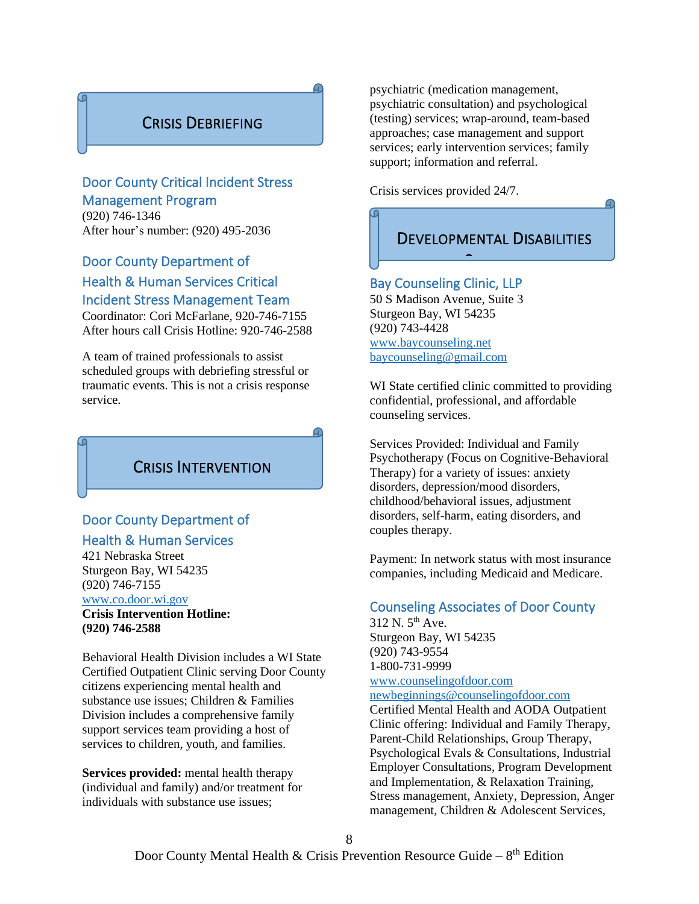## Crisis Debriefing

### Door County Critical Incident Stress Management Program

(920) 746-1346
After hour's number: (920) 495-2036

### Door County Department of Health & Human Services Critical Incident Stress Management Team

Coordinator: Cori McFarlane, 920-746-7155
After hours call Crisis Hotline: 920-746-2588

A team of trained professionals to assist scheduled groups with debriefing stressful or traumatic events. This is not a crisis response service.

## Crisis Intervention

### Door County Department of Health & Human Services

421 Nebraska Street
Sturgeon Bay, WI 54235
(920) 746-7155
www.co.door.wi.gov
**Crisis Intervention Hotline:**
**(920) 746-2588**

Behavioral Health Division includes a WI State Certified Outpatient Clinic serving Door County citizens experiencing mental health and substance use issues; Children & Families Division includes a comprehensive family support services team providing a host of services to children, youth, and families.

**Services provided:** mental health therapy (individual and family) and/or treatment for individuals with substance use issues; psychiatric (medication management, psychiatric consultation) and psychological (testing) services; wrap-around, team-based approaches; case management and support services; early intervention services; family support; information and referral.

Crisis services provided 24/7.

## Developmental Disabilities

### Bay Counseling Clinic, LLP

50 S Madison Avenue, Suite 3
Sturgeon Bay, WI 54235
(920) 743-4428
www.baycounseling.net
baycounseling@gmail.com

WI State certified clinic committed to providing confidential, professional, and affordable counseling services.

Services Provided: Individual and Family Psychotherapy (Focus on Cognitive-Behavioral Therapy) for a variety of issues: anxiety disorders, depression/mood disorders, childhood/behavioral issues, adjustment disorders, self-harm, eating disorders, and couples therapy.

Payment: In network status with most insurance companies, including Medicaid and Medicare.

### Counseling Associates of Door County

312 N. 5th Ave.
Sturgeon Bay, WI 54235
(920) 743-9554
1-800-731-9999
www.counselingofdoor.com
newbeginnings@counselingofdoor.com
Certified Mental Health and AODA Outpatient Clinic offering: Individual and Family Therapy, Parent-Child Relationships, Group Therapy, Psychological Evals & Consultations, Industrial Employer Consultations, Program Development and Implementation, & Relaxation Training, Stress management, Anxiety, Depression, Anger management, Children & Adolescent Services,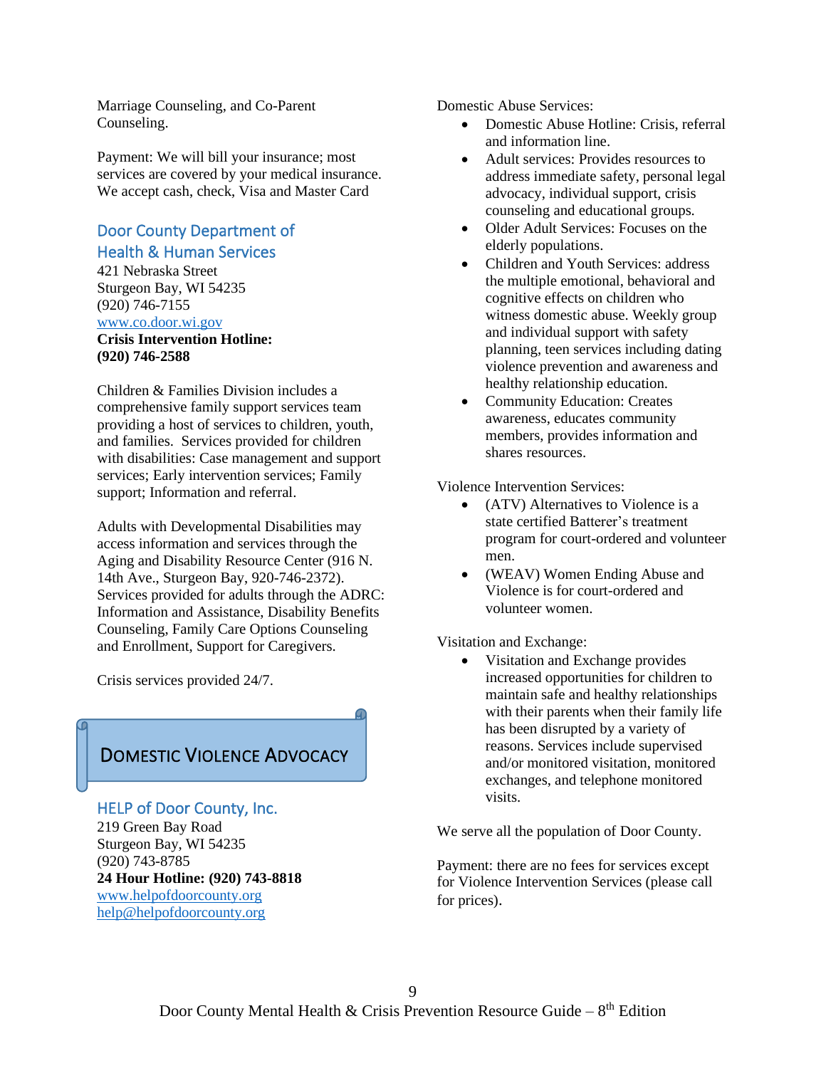Marriage Counseling, and Co-Parent Counseling.

Payment: We will bill your insurance; most services are covered by your medical insurance. We accept cash, check, Visa and Master Card

### Door County Department of Health & Human Services

421 Nebraska Street
Sturgeon Bay, WI 54235
(920) 746-7155
www.co.door.wi.gov
**Crisis Intervention Hotline: (920) 746-2588**

Children & Families Division includes a comprehensive family support services team providing a host of services to children, youth, and families. Services provided for children with disabilities: Case management and support services; Early intervention services; Family support; Information and referral.

Adults with Developmental Disabilities may access information and services through the Aging and Disability Resource Center (916 N. 14th Ave., Sturgeon Bay, 920-746-2372). Services provided for adults through the ADRC: Information and Assistance, Disability Benefits Counseling, Family Care Options Counseling and Enrollment, Support for Caregivers.

Crisis services provided 24/7.

## Domestic Violence Advocacy

### HELP of Door County, Inc.

219 Green Bay Road
Sturgeon Bay, WI 54235
(920) 743-8785
**24 Hour Hotline: (920) 743-8818**
www.helpofdoorcounty.org
help@helpofdoorcounty.org

Domestic Abuse Services:

- Domestic Abuse Hotline: Crisis, referral and information line.
- Adult services: Provides resources to address immediate safety, personal legal advocacy, individual support, crisis counseling and educational groups.
- Older Adult Services: Focuses on the elderly populations.
- Children and Youth Services: address the multiple emotional, behavioral and cognitive effects on children who witness domestic abuse. Weekly group and individual support with safety planning, teen services including dating violence prevention and awareness and healthy relationship education.
- Community Education: Creates awareness, educates community members, provides information and shares resources.

Violence Intervention Services:

- (ATV) Alternatives to Violence is a state certified Batterer's treatment program for court-ordered and volunteer men.
- (WEAV) Women Ending Abuse and Violence is for court-ordered and volunteer women.

Visitation and Exchange:

- Visitation and Exchange provides increased opportunities for children to maintain safe and healthy relationships with their parents when their family life has been disrupted by a variety of reasons. Services include supervised and/or monitored visitation, monitored exchanges, and telephone monitored visits.

We serve all the population of Door County.

Payment: there are no fees for services except for Violence Intervention Services (please call for prices).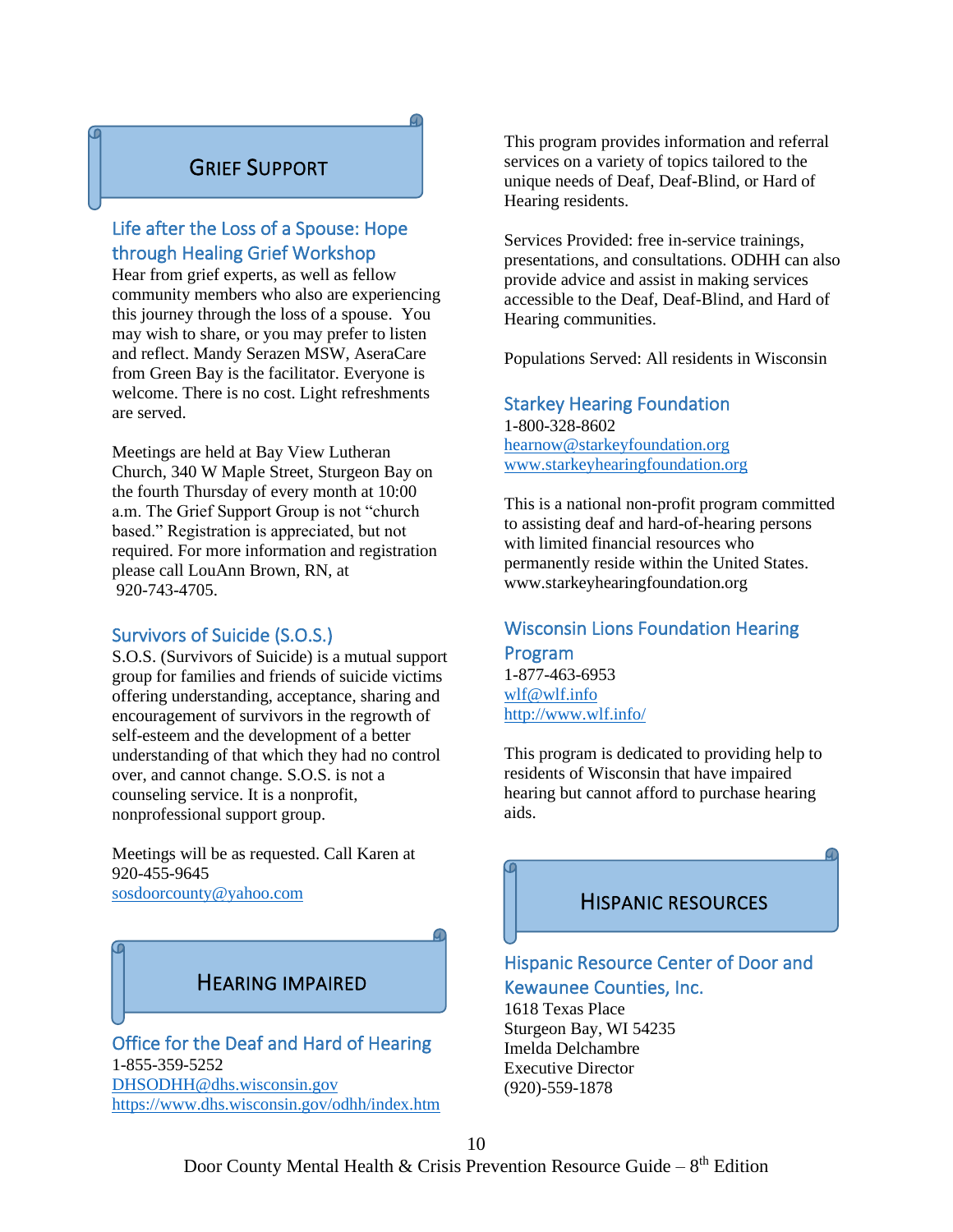# Grief Support

## Life after the Loss of a Spouse: Hope through Healing Grief Workshop

Hear from grief experts, as well as fellow community members who also are experiencing this journey through the loss of a spouse. You may wish to share, or you may prefer to listen and reflect. Mandy Serazen MSW, AseraCare from Green Bay is the facilitator. Everyone is welcome. There is no cost. Light refreshments are served.

Meetings are held at Bay View Lutheran Church, 340 W Maple Street, Sturgeon Bay on the fourth Thursday of every month at 10:00 a.m. The Grief Support Group is not "church based." Registration is appreciated, but not required. For more information and registration please call LouAnn Brown, RN, at 920-743-4705.

## Survivors of Suicide (S.O.S.)

S.O.S. (Survivors of Suicide) is a mutual support group for families and friends of suicide victims offering understanding, acceptance, sharing and encouragement of survivors in the regrowth of self-esteem and the development of a better understanding of that which they had no control over, and cannot change. S.O.S. is not a counseling service. It is a nonprofit, nonprofessional support group.

Meetings will be as requested. Call Karen at 920-455-9645
sosdoorcounty@yahoo.com

# Hearing Impaired

## Office for the Deaf and Hard of Hearing

1-855-359-5252
DHSODHH@dhs.wisconsin.gov
https://www.dhs.wisconsin.gov/odhh/index.htm

This program provides information and referral services on a variety of topics tailored to the unique needs of Deaf, Deaf-Blind, or Hard of Hearing residents.

Services Provided: free in-service trainings, presentations, and consultations. ODHH can also provide advice and assist in making services accessible to the Deaf, Deaf-Blind, and Hard of Hearing communities.

Populations Served: All residents in Wisconsin

## Starkey Hearing Foundation

1-800-328-8602
hearnow@starkeyfoundation.org
www.starkeyhearingfoundation.org

This is a national non-profit program committed to assisting deaf and hard-of-hearing persons with limited financial resources who permanently reside within the United States. www.starkeyhearingfoundation.org

## Wisconsin Lions Foundation Hearing Program

1-877-463-6953
wlf@wlf.info
http://www.wlf.info/

This program is dedicated to providing help to residents of Wisconsin that have impaired hearing but cannot afford to purchase hearing aids.

# Hispanic Resources

## Hispanic Resource Center of Door and Kewaunee Counties, Inc.

1618 Texas Place
Sturgeon Bay, WI 54235
Imelda Delchambre
Executive Director
(920)-559-1878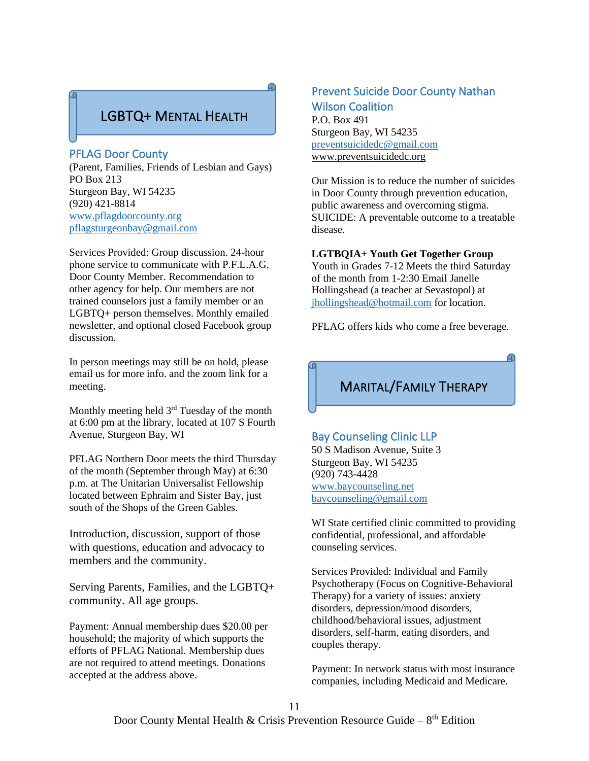# LGBTQ+ Mental Health

## PFLAG Door County

(Parent, Families, Friends of Lesbian and Gays)
PO Box 213
Sturgeon Bay, WI 54235
(920) 421-8814
www.pflagdoorcounty.org
pflagsturgeonbay@gmail.com

Services Provided: Group discussion. 24-hour phone service to communicate with P.F.L.A.G. Door County Member. Recommendation to other agency for help. Our members are not trained counselors just a family member or an LGBTQ+ person themselves. Monthly emailed newsletter, and optional closed Facebook group discussion.

In person meetings may still be on hold, please email us for more info. and the zoom link for a meeting.

Monthly meeting held 3rd Tuesday of the month at 6:00 pm at the library, located at 107 S Fourth Avenue, Sturgeon Bay, WI

PFLAG Northern Door meets the third Thursday of the month (September through May) at 6:30 p.m. at The Unitarian Universalist Fellowship located between Ephraim and Sister Bay, just south of the Shops of the Green Gables.

Introduction, discussion, support of those with questions, education and advocacy to members and the community.

Serving Parents, Families, and the LGBTQ+ community. All age groups.

Payment: Annual membership dues $20.00 per household; the majority of which supports the efforts of PFLAG National. Membership dues are not required to attend meetings. Donations accepted at the address above.

## Prevent Suicide Door County Nathan Wilson Coalition

P.O. Box 491
Sturgeon Bay, WI 54235
preventsuicidedc@gmail.com
www.preventsuicidedc.org

Our Mission is to reduce the number of suicides in Door County through prevention education, public awareness and overcoming stigma. SUICIDE: A preventable outcome to a treatable disease.

**LGTBQIA+ Youth Get Together Group**
Youth in Grades 7-12 Meets the third Saturday of the month from 1-2:30 Email Janelle Hollingshead (a teacher at Sevastopol) at jhollingshead@hotmail.com for location.

PFLAG offers kids who come a free beverage.

# Marital/Family Therapy

## Bay Counseling Clinic LLP

50 S Madison Avenue, Suite 3
Sturgeon Bay, WI 54235
(920) 743-4428
www.baycounseling.net
baycounseling@gmail.com

WI State certified clinic committed to providing confidential, professional, and affordable counseling services.

Services Provided: Individual and Family Psychotherapy (Focus on Cognitive-Behavioral Therapy) for a variety of issues: anxiety disorders, depression/mood disorders, childhood/behavioral issues, adjustment disorders, self-harm, eating disorders, and couples therapy.

Payment: In network status with most insurance companies, including Medicaid and Medicare.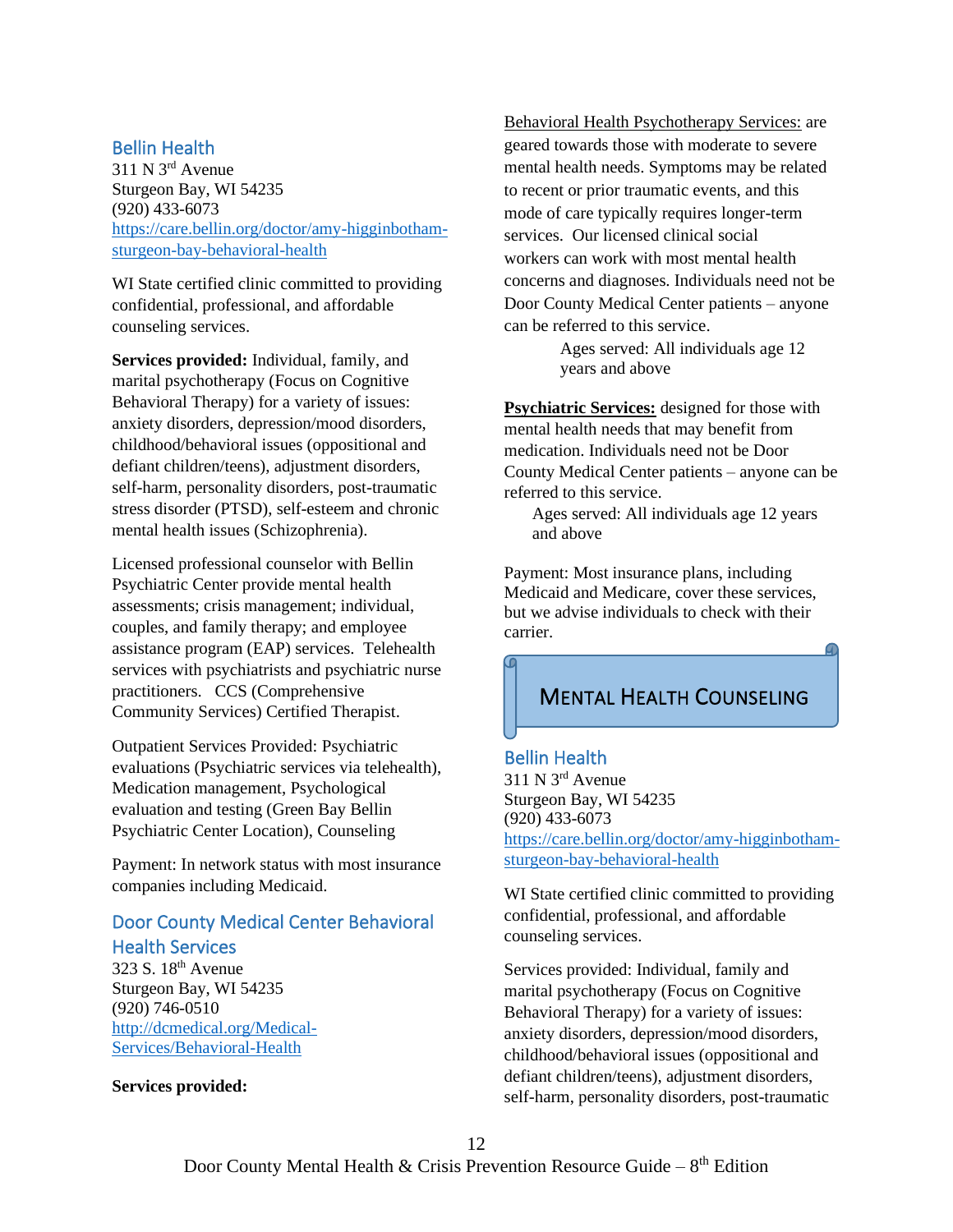### Bellin Health

311 N 3rd Avenue
Sturgeon Bay, WI 54235
(920) 433-6073
https://care.bellin.org/doctor/amy-higginbotham-sturgeon-bay-behavioral-health

WI State certified clinic committed to providing confidential, professional, and affordable counseling services.

**Services provided:** Individual, family, and marital psychotherapy (Focus on Cognitive Behavioral Therapy) for a variety of issues: anxiety disorders, depression/mood disorders, childhood/behavioral issues (oppositional and defiant children/teens), adjustment disorders, self-harm, personality disorders, post-traumatic stress disorder (PTSD), self-esteem and chronic mental health issues (Schizophrenia).

Licensed professional counselor with Bellin Psychiatric Center provide mental health assessments; crisis management; individual, couples, and family therapy; and employee assistance program (EAP) services. Telehealth services with psychiatrists and psychiatric nurse practitioners. CCS (Comprehensive Community Services) Certified Therapist.

Outpatient Services Provided: Psychiatric evaluations (Psychiatric services via telehealth), Medication management, Psychological evaluation and testing (Green Bay Bellin Psychiatric Center Location), Counseling

Payment: In network status with most insurance companies including Medicaid.

### Door County Medical Center Behavioral Health Services

323 S. 18th Avenue
Sturgeon Bay, WI 54235
(920) 746-0510
http://dcmedical.org/Medical-Services/Behavioral-Health

**Services provided:**

Behavioral Health Psychotherapy Services: are geared towards those with moderate to severe mental health needs. Symptoms may be related to recent or prior traumatic events, and this mode of care typically requires longer-term services. Our licensed clinical social workers can work with most mental health concerns and diagnoses. Individuals need not be Door County Medical Center patients – anyone can be referred to this service.

Ages served: All individuals age 12 years and above

**Psychiatric Services:** designed for those with mental health needs that may benefit from medication. Individuals need not be Door County Medical Center patients – anyone can be referred to this service.

Ages served: All individuals age 12 years and above

Payment: Most insurance plans, including Medicaid and Medicare, cover these services, but we advise individuals to check with their carrier.

## MENTAL HEALTH COUNSELING

### Bellin Health

311 N 3rd Avenue
Sturgeon Bay, WI 54235
(920) 433-6073
https://care.bellin.org/doctor/amy-higginbotham-sturgeon-bay-behavioral-health

WI State certified clinic committed to providing confidential, professional, and affordable counseling services.

Services provided: Individual, family and marital psychotherapy (Focus on Cognitive Behavioral Therapy) for a variety of issues: anxiety disorders, depression/mood disorders, childhood/behavioral issues (oppositional and defiant children/teens), adjustment disorders, self-harm, personality disorders, post-traumatic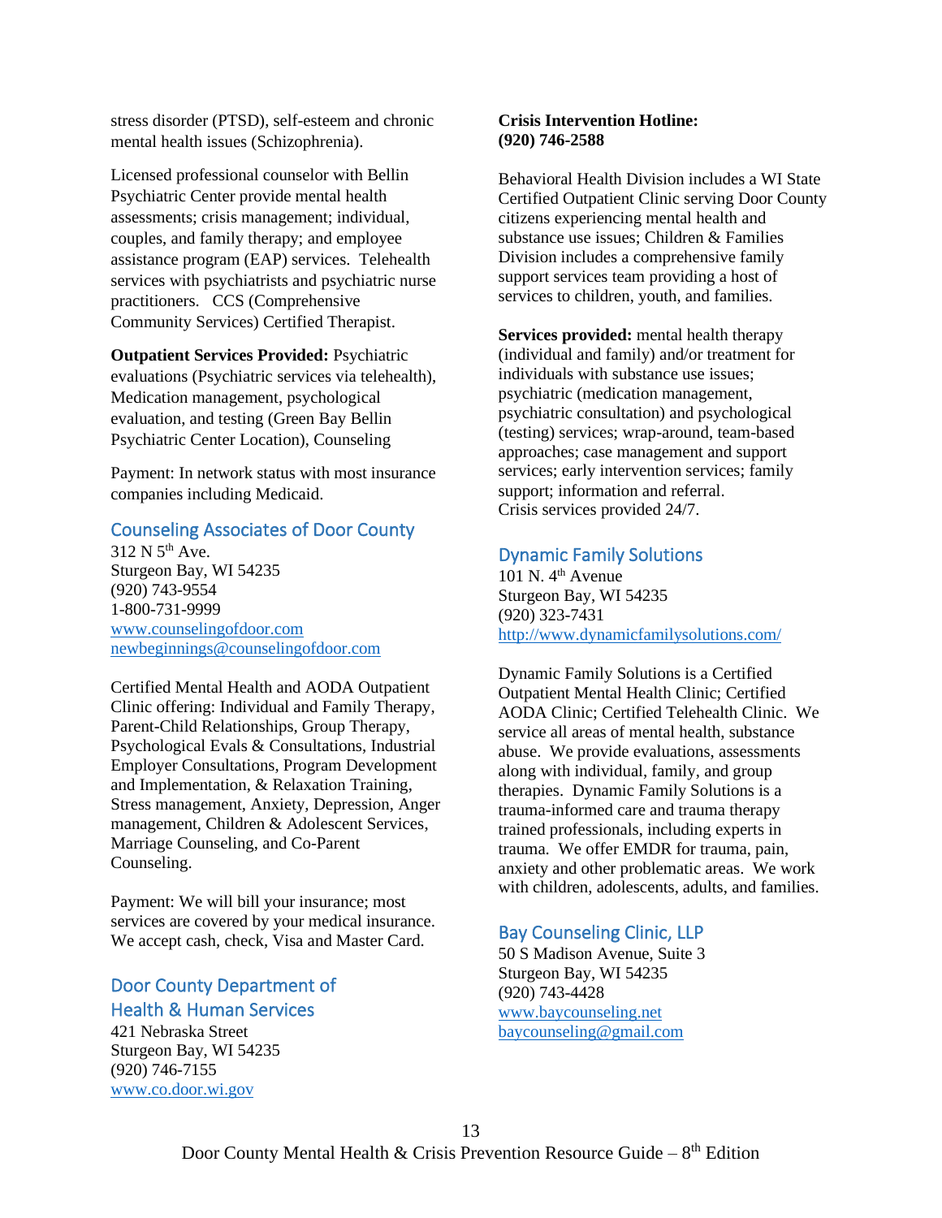stress disorder (PTSD), self-esteem and chronic mental health issues (Schizophrenia).

Licensed professional counselor with Bellin Psychiatric Center provide mental health assessments; crisis management; individual, couples, and family therapy; and employee assistance program (EAP) services. Telehealth services with psychiatrists and psychiatric nurse practitioners. CCS (Comprehensive Community Services) Certified Therapist.

**Outpatient Services Provided:** Psychiatric evaluations (Psychiatric services via telehealth), Medication management, psychological evaluation, and testing (Green Bay Bellin Psychiatric Center Location), Counseling

Payment: In network status with most insurance companies including Medicaid.

## Counseling Associates of Door County

312 N 5th Ave.
Sturgeon Bay, WI 54235
(920) 743-9554
1-800-731-9999
www.counselingofdoor.com
newbeginnings@counselingofdoor.com

Certified Mental Health and AODA Outpatient Clinic offering: Individual and Family Therapy, Parent-Child Relationships, Group Therapy, Psychological Evals & Consultations, Industrial Employer Consultations, Program Development and Implementation, & Relaxation Training, Stress management, Anxiety, Depression, Anger management, Children & Adolescent Services, Marriage Counseling, and Co-Parent Counseling.

Payment: We will bill your insurance; most services are covered by your medical insurance. We accept cash, check, Visa and Master Card.

## Door County Department of Health & Human Services

421 Nebraska Street
Sturgeon Bay, WI 54235
(920) 746-7155
www.co.door.wi.gov

**Crisis Intervention Hotline:**
**(920) 746-2588**

Behavioral Health Division includes a WI State Certified Outpatient Clinic serving Door County citizens experiencing mental health and substance use issues; Children & Families Division includes a comprehensive family support services team providing a host of services to children, youth, and families.

**Services provided:** mental health therapy (individual and family) and/or treatment for individuals with substance use issues; psychiatric (medication management, psychiatric consultation) and psychological (testing) services; wrap-around, team-based approaches; case management and support services; early intervention services; family support; information and referral.
Crisis services provided 24/7.

## Dynamic Family Solutions

101 N. 4th Avenue
Sturgeon Bay, WI 54235
(920) 323-7431
http://www.dynamicfamilysolutions.com/

Dynamic Family Solutions is a Certified Outpatient Mental Health Clinic; Certified AODA Clinic; Certified Telehealth Clinic. We service all areas of mental health, substance abuse. We provide evaluations, assessments along with individual, family, and group therapies. Dynamic Family Solutions is a trauma-informed care and trauma therapy trained professionals, including experts in trauma. We offer EMDR for trauma, pain, anxiety and other problematic areas. We work with children, adolescents, adults, and families.

## Bay Counseling Clinic, LLP

50 S Madison Avenue, Suite 3
Sturgeon Bay, WI 54235
(920) 743-4428
www.baycounseling.net
baycounseling@gmail.com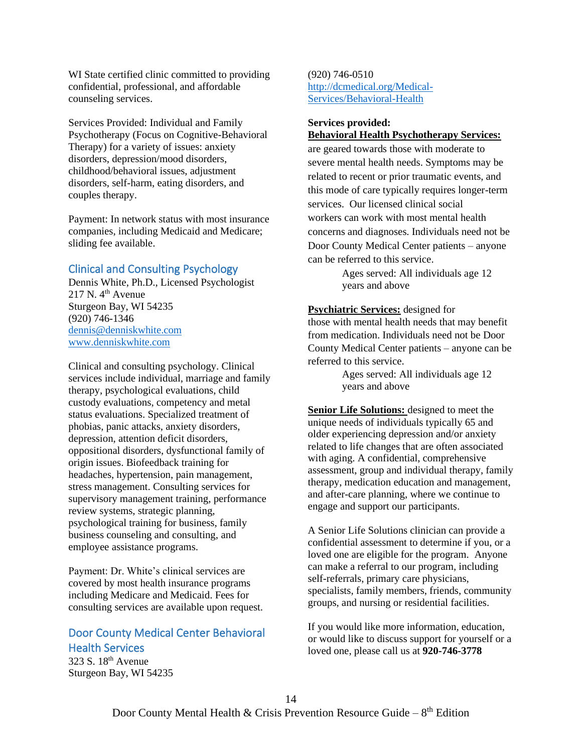WI State certified clinic committed to providing confidential, professional, and affordable counseling services.

Services Provided: Individual and Family Psychotherapy (Focus on Cognitive-Behavioral Therapy) for a variety of issues: anxiety disorders, depression/mood disorders, childhood/behavioral issues, adjustment disorders, self-harm, eating disorders, and couples therapy.

Payment: In network status with most insurance companies, including Medicaid and Medicare; sliding fee available.

### Clinical and Consulting Psychology

Dennis White, Ph.D., Licensed Psychologist
217 N. 4th Avenue
Sturgeon Bay, WI 54235
(920) 746-1346
dennis@denniskwhite.com
www.denniskwhite.com

Clinical and consulting psychology. Clinical services include individual, marriage and family therapy, psychological evaluations, child custody evaluations, competency and metal status evaluations. Specialized treatment of phobias, panic attacks, anxiety disorders, depression, attention deficit disorders, oppositional disorders, dysfunctional family of origin issues. Biofeedback training for headaches, hypertension, pain management, stress management. Consulting services for supervisory management training, performance review systems, strategic planning, psychological training for business, family business counseling and consulting, and employee assistance programs.

Payment: Dr. White's clinical services are covered by most health insurance programs including Medicare and Medicaid. Fees for consulting services are available upon request.

### Door County Medical Center Behavioral Health Services

323 S. 18th Avenue
Sturgeon Bay, WI 54235
(920) 746-0510
http://dcmedical.org/Medical-Services/Behavioral-Health

**Services provided:**

**Behavioral Health Psychotherapy Services:** are geared towards those with moderate to severe mental health needs. Symptoms may be related to recent or prior traumatic events, and this mode of care typically requires longer-term services. Our licensed clinical social workers can work with most mental health concerns and diagnoses. Individuals need not be Door County Medical Center patients – anyone can be referred to this service.

Ages served: All individuals age 12 years and above

**Psychiatric Services:** designed for those with mental health needs that may benefit from medication. Individuals need not be Door County Medical Center patients – anyone can be referred to this service.

Ages served: All individuals age 12 years and above

**Senior Life Solutions:** designed to meet the unique needs of individuals typically 65 and older experiencing depression and/or anxiety related to life changes that are often associated with aging. A confidential, comprehensive assessment, group and individual therapy, family therapy, medication education and management, and after-care planning, where we continue to engage and support our participants.

A Senior Life Solutions clinician can provide a confidential assessment to determine if you, or a loved one are eligible for the program. Anyone can make a referral to our program, including self-referrals, primary care physicians, specialists, family members, friends, community groups, and nursing or residential facilities.

If you would like more information, education, or would like to discuss support for yourself or a loved one, please call us at **920-746-3778**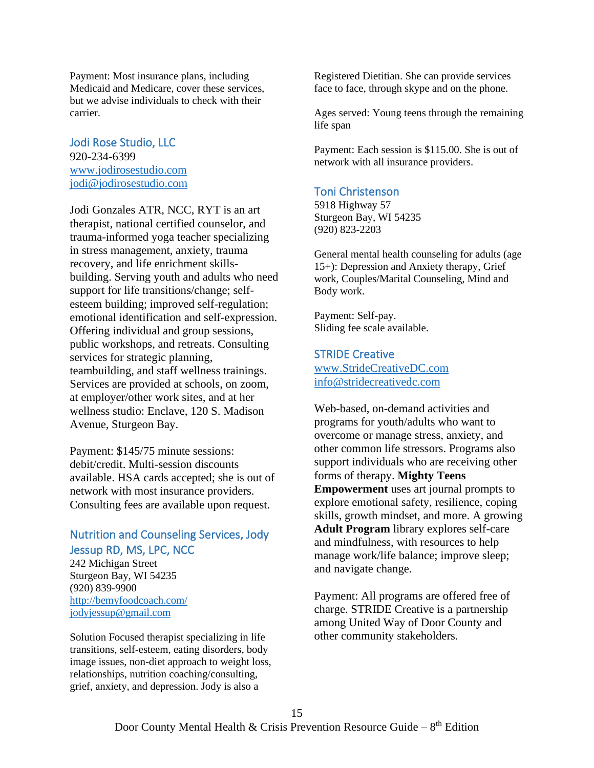Payment: Most insurance plans, including Medicaid and Medicare, cover these services, but we advise individuals to check with their carrier.

### Jodi Rose Studio, LLC

920-234-6399
www.jodirosestudio.com
jodi@jodirosestudio.com

Jodi Gonzales ATR, NCC, RYT is an art therapist, national certified counselor, and trauma-informed yoga teacher specializing in stress management, anxiety, trauma recovery, and life enrichment skills-building. Serving youth and adults who need support for life transitions/change; self-esteem building; improved self-regulation; emotional identification and self-expression. Offering individual and group sessions, public workshops, and retreats. Consulting services for strategic planning, teambuilding, and staff wellness trainings. Services are provided at schools, on zoom, at employer/other work sites, and at her wellness studio: Enclave, 120 S. Madison Avenue, Sturgeon Bay.

Payment: $145/75 minute sessions: debit/credit. Multi-session discounts available. HSA cards accepted; she is out of network with most insurance providers. Consulting fees are available upon request.

### Nutrition and Counseling Services, Jody Jessup RD, MS, LPC, NCC

242 Michigan Street
Sturgeon Bay, WI 54235
(920) 839-9900
http://bemyfoodcoach.com/
jodyjessup@gmail.com

Solution Focused therapist specializing in life transitions, self-esteem, eating disorders, body image issues, non-diet approach to weight loss, relationships, nutrition coaching/consulting, grief, anxiety, and depression. Jody is also a Registered Dietitian. She can provide services face to face, through skype and on the phone.

Ages served: Young teens through the remaining life span

Payment: Each session is $115.00. She is out of network with all insurance providers.

### Toni Christenson

5918 Highway 57
Sturgeon Bay, WI 54235
(920) 823-2203

General mental health counseling for adults (age 15+): Depression and Anxiety therapy, Grief work, Couples/Marital Counseling, Mind and Body work.

Payment: Self-pay.
Sliding fee scale available.

### STRIDE Creative

www.StrideCreativeDC.com
info@stridecreativedc.com

Web-based, on-demand activities and programs for youth/adults who want to overcome or manage stress, anxiety, and other common life stressors. Programs also support individuals who are receiving other forms of therapy. **Mighty Teens Empowerment** uses art journal prompts to explore emotional safety, resilience, coping skills, growth mindset, and more. A growing **Adult Program** library explores self-care and mindfulness, with resources to help manage work/life balance; improve sleep; and navigate change.

Payment: All programs are offered free of charge. STRIDE Creative is a partnership among United Way of Door County and other community stakeholders.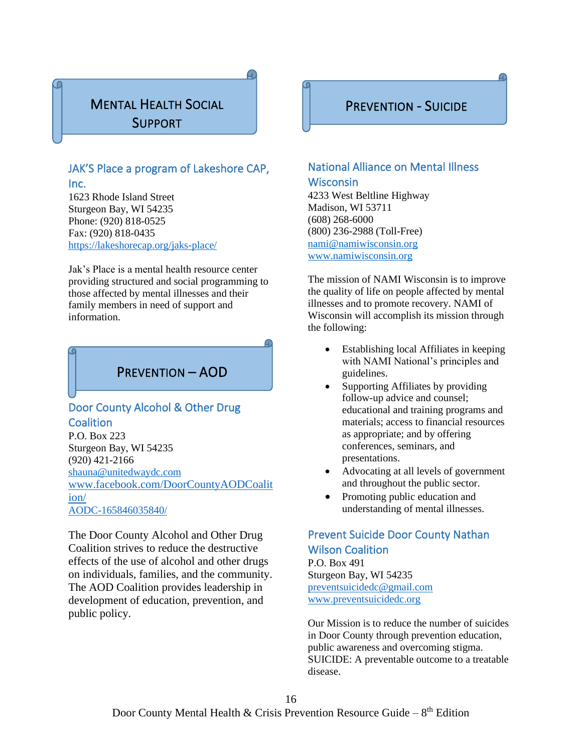## Mental Health Social Support

### JAK'S Place a program of Lakeshore CAP, Inc.

1623 Rhode Island Street
Sturgeon Bay, WI 54235
Phone: (920) 818-0525
Fax: (920) 818-0435
https://lakeshorecap.org/jaks-place/

Jak's Place is a mental health resource center providing structured and social programming to those affected by mental illnesses and their family members in need of support and information.

## Prevention – AOD

### Door County Alcohol & Other Drug Coalition

P.O. Box 223
Sturgeon Bay, WI 54235
(920) 421-2166
shauna@unitedwaydc.com
www.facebook.com/DoorCountyAODCoalition/
AODC-165846035840/

The Door County Alcohol and Other Drug Coalition strives to reduce the destructive effects of the use of alcohol and other drugs on individuals, families, and the community. The AOD Coalition provides leadership in development of education, prevention, and public policy.

## Prevention - Suicide

### National Alliance on Mental Illness Wisconsin

4233 West Beltline Highway
Madison, WI 53711
(608) 268-6000
(800) 236-2988 (Toll-Free)
nami@namiwisconsin.org
www.namiwisconsin.org

The mission of NAMI Wisconsin is to improve the quality of life on people affected by mental illnesses and to promote recovery. NAMI of Wisconsin will accomplish its mission through the following:

- Establishing local Affiliates in keeping with NAMI National's principles and guidelines.
- Supporting Affiliates by providing follow-up advice and counsel; educational and training programs and materials; access to financial resources as appropriate; and by offering conferences, seminars, and presentations.
- Advocating at all levels of government and throughout the public sector.
- Promoting public education and understanding of mental illnesses.

### Prevent Suicide Door County Nathan Wilson Coalition

P.O. Box 491
Sturgeon Bay, WI 54235
preventsuicidedc@gmail.com
www.preventsuicidedc.org

Our Mission is to reduce the number of suicides in Door County through prevention education, public awareness and overcoming stigma. SUICIDE: A preventable outcome to a treatable disease.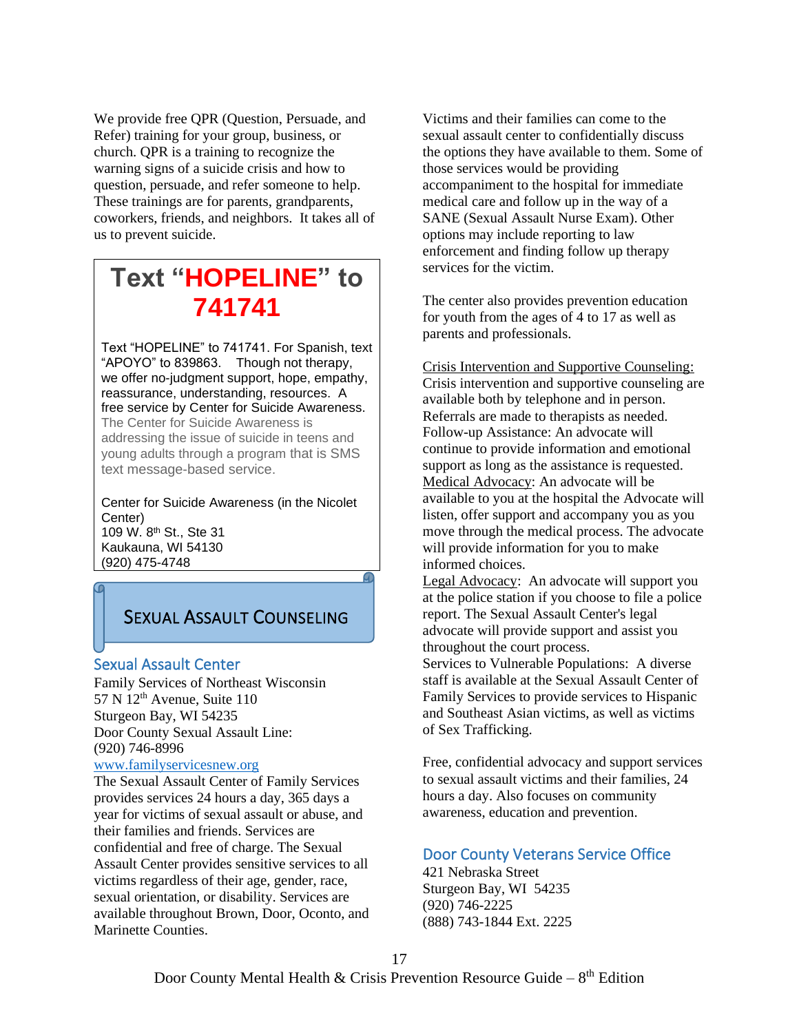We provide free QPR (Question, Persuade, and Refer) training for your group, business, or church. QPR is a training to recognize the warning signs of a suicide crisis and how to question, persuade, and refer someone to help. These trainings are for parents, grandparents, coworkers, friends, and neighbors. It takes all of us to prevent suicide.

## Text "HOPELINE" to 741741

Text "HOPELINE" to 741741. For Spanish, text "APOYO" to 839863. Though not therapy, we offer no-judgment support, hope, empathy, reassurance, understanding, resources. A free service by Center for Suicide Awareness. The Center for Suicide Awareness is addressing the issue of suicide in teens and young adults through a program that is SMS text message-based service.

Center for Suicide Awareness (in the Nicolet Center)
109 W. 8th St., Ste 31
Kaukauna, WI 54130
(920) 475-4748

## Sexual Assault Counseling

### Sexual Assault Center

Family Services of Northeast Wisconsin
57 N 12th Avenue, Suite 110
Sturgeon Bay, WI 54235
Door County Sexual Assault Line:
(920) 746-8996
www.familyservicesnew.org

The Sexual Assault Center of Family Services provides services 24 hours a day, 365 days a year for victims of sexual assault or abuse, and their families and friends. Services are confidential and free of charge. The Sexual Assault Center provides sensitive services to all victims regardless of their age, gender, race, sexual orientation, or disability. Services are available throughout Brown, Door, Oconto, and Marinette Counties.

Victims and their families can come to the sexual assault center to confidentially discuss the options they have available to them. Some of those services would be providing accompaniment to the hospital for immediate medical care and follow up in the way of a SANE (Sexual Assault Nurse Exam). Other options may include reporting to law enforcement and finding follow up therapy services for the victim.

The center also provides prevention education for youth from the ages of 4 to 17 as well as parents and professionals.

Crisis Intervention and Supportive Counseling: Crisis intervention and supportive counseling are available both by telephone and in person. Referrals are made to therapists as needed.
Follow-up Assistance: An advocate will continue to provide information and emotional support as long as the assistance is requested.
Medical Advocacy: An advocate will be available to you at the hospital the Advocate will listen, offer support and accompany you as you move through the medical process. The advocate will provide information for you to make informed choices.
Legal Advocacy: An advocate will support you at the police station if you choose to file a police report. The Sexual Assault Center's legal advocate will provide support and assist you throughout the court process.
Services to Vulnerable Populations: A diverse staff is available at the Sexual Assault Center of Family Services to provide services to Hispanic and Southeast Asian victims, as well as victims of Sex Trafficking.

Free, confidential advocacy and support services to sexual assault victims and their families, 24 hours a day. Also focuses on community awareness, education and prevention.

### Door County Veterans Service Office

421 Nebraska Street
Sturgeon Bay, WI 54235
(920) 746-2225
(888) 743-1844 Ext. 2225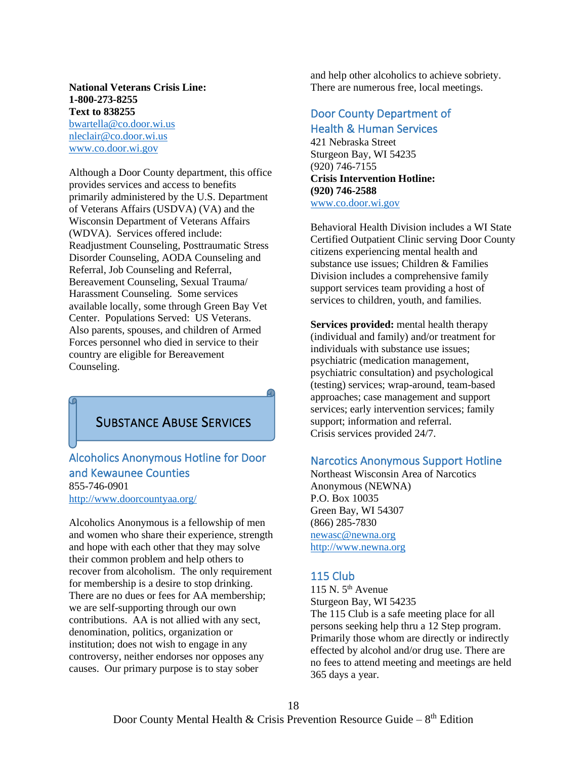**National Veterans Crisis Line:**
**1-800-273-8255**
**Text to 838255**
bwartella@co.door.wi.us
nleclair@co.door.wi.us
www.co.door.wi.gov

Although a Door County department, this office provides services and access to benefits primarily administered by the U.S. Department of Veterans Affairs (USDVA) (VA) and the Wisconsin Department of Veterans Affairs (WDVA). Services offered include: Readjustment Counseling, Posttraumatic Stress Disorder Counseling, AODA Counseling and Referral, Job Counseling and Referral, Bereavement Counseling, Sexual Trauma/ Harassment Counseling. Some services available locally, some through Green Bay Vet Center. Populations Served: US Veterans. Also parents, spouses, and children of Armed Forces personnel who died in service to their country are eligible for Bereavement Counseling.

# Substance Abuse Services

## Alcoholics Anonymous Hotline for Door and Kewaunee Counties

855-746-0901
http://www.doorcountyaa.org/

Alcoholics Anonymous is a fellowship of men and women who share their experience, strength and hope with each other that they may solve their common problem and help others to recover from alcoholism. The only requirement for membership is a desire to stop drinking. There are no dues or fees for AA membership; we are self-supporting through our own contributions. AA is not allied with any sect, denomination, politics, organization or institution; does not wish to engage in any controversy, neither endorses nor opposes any causes. Our primary purpose is to stay sober and help other alcoholics to achieve sobriety. There are numerous free, local meetings.

## Door County Department of Health & Human Services

421 Nebraska Street
Sturgeon Bay, WI 54235
(920) 746-7155
**Crisis Intervention Hotline:**
**(920) 746-2588**
www.co.door.wi.gov

Behavioral Health Division includes a WI State Certified Outpatient Clinic serving Door County citizens experiencing mental health and substance use issues; Children & Families Division includes a comprehensive family support services team providing a host of services to children, youth, and families.

**Services provided:** mental health therapy (individual and family) and/or treatment for individuals with substance use issues; psychiatric (medication management, psychiatric consultation) and psychological (testing) services; wrap-around, team-based approaches; case management and support services; early intervention services; family support; information and referral.
Crisis services provided 24/7.

## Narcotics Anonymous Support Hotline

Northeast Wisconsin Area of Narcotics Anonymous (NEWNA)
P.O. Box 10035
Green Bay, WI 54307
(866) 285-7830
newasc@newna.org
http://www.newna.org

## 115 Club

115 N. 5th Avenue
Sturgeon Bay, WI 54235
The 115 Club is a safe meeting place for all persons seeking help thru a 12 Step program. Primarily those whom are directly or indirectly effected by alcohol and/or drug use. There are no fees to attend meeting and meetings are held 365 days a year.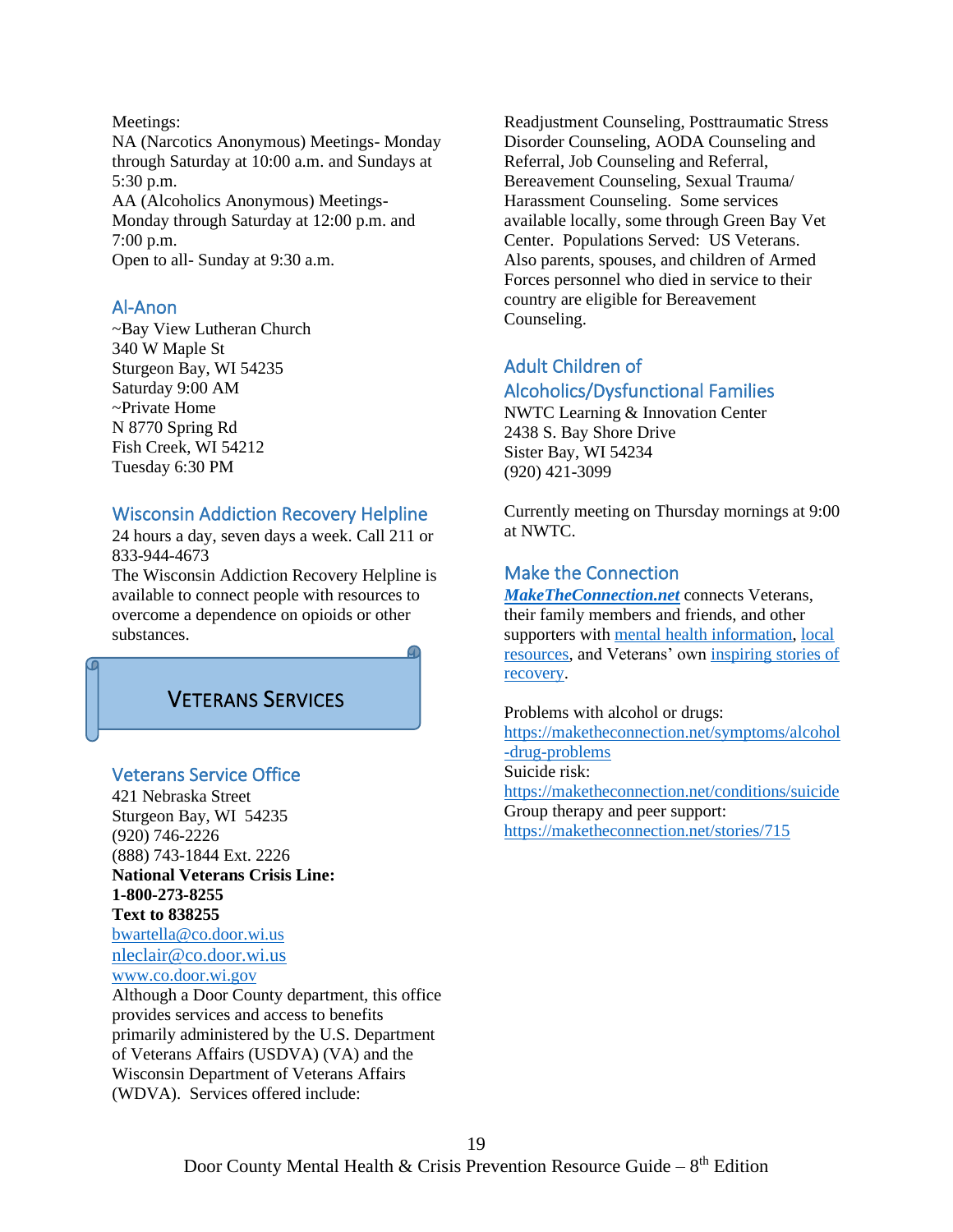Meetings:
NA (Narcotics Anonymous) Meetings- Monday through Saturday at 10:00 a.m. and Sundays at 5:30 p.m.
AA (Alcoholics Anonymous) Meetings- Monday through Saturday at 12:00 p.m. and 7:00 p.m.
Open to all- Sunday at 9:30 a.m.

### Al-Anon

~Bay View Lutheran Church
340 W Maple St
Sturgeon Bay, WI 54235
Saturday 9:00 AM
~Private Home
N 8770 Spring Rd
Fish Creek, WI 54212
Tuesday 6:30 PM

### Wisconsin Addiction Recovery Helpline

24 hours a day, seven days a week. Call 211 or 833-944-4673
The Wisconsin Addiction Recovery Helpline is available to connect people with resources to overcome a dependence on opioids or other substances.

## VETERANS SERVICES

### Veterans Service Office

421 Nebraska Street
Sturgeon Bay, WI 54235
(920) 746-2226
(888) 743-1844 Ext. 2226
**National Veterans Crisis Line:**
**1-800-273-8255**
**Text to 838255**
bwartella@co.door.wi.us
nleclair@co.door.wi.us
www.co.door.wi.gov
Although a Door County department, this office provides services and access to benefits primarily administered by the U.S. Department of Veterans Affairs (USDVA) (VA) and the Wisconsin Department of Veterans Affairs (WDVA). Services offered include: Readjustment Counseling, Posttraumatic Stress Disorder Counseling, AODA Counseling and Referral, Job Counseling and Referral, Bereavement Counseling, Sexual Trauma/ Harassment Counseling. Some services available locally, some through Green Bay Vet Center. Populations Served: US Veterans. Also parents, spouses, and children of Armed Forces personnel who died in service to their country are eligible for Bereavement Counseling.

### Adult Children of Alcoholics/Dysfunctional Families

NWTC Learning & Innovation Center
2438 S. Bay Shore Drive
Sister Bay, WI 54234
(920) 421-3099

Currently meeting on Thursday mornings at 9:00 at NWTC.

### Make the Connection

***MakeTheConnection.net*** connects Veterans, their family members and friends, and other supporters with mental health information, local resources, and Veterans' own inspiring stories of recovery.

Problems with alcohol or drugs:
https://maketheconnection.net/symptoms/alcohol-drug-problems
Suicide risk:
https://maketheconnection.net/conditions/suicide
Group therapy and peer support:
https://maketheconnection.net/stories/715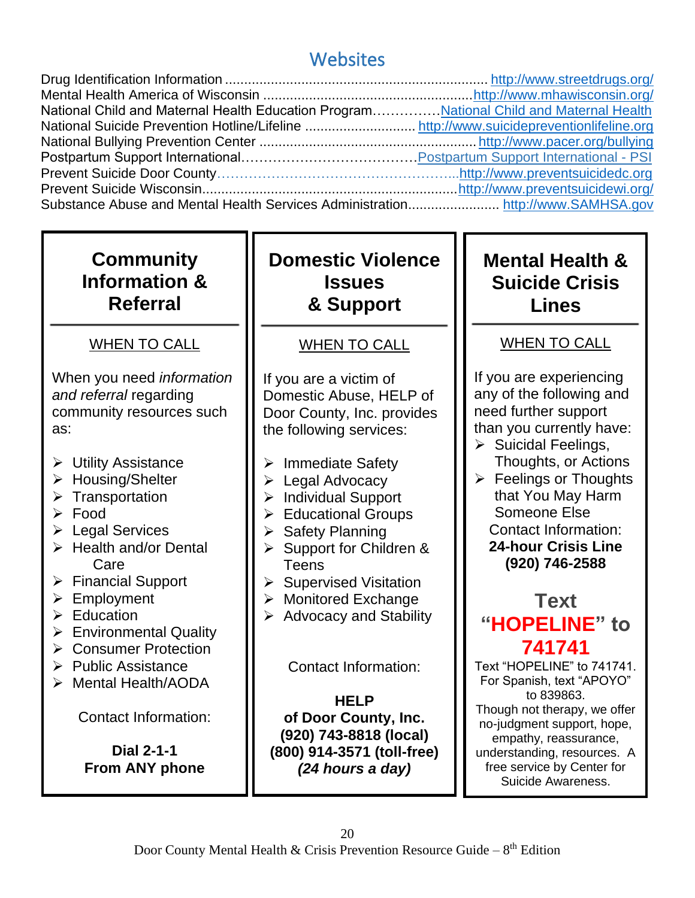## Websites

Drug Identification Information .................................................................... http://www.streetdrugs.org/
Mental Health America of Wisconsin ......................................................http://www.mhawisconsin.org/
National Child and Maternal Health Education Program……………National Child and Maternal Health
National Suicide Prevention Hotline/Lifeline ............................. http://www.suicidepreventionlifeline.org
National Bullying Prevention Center ........................................................ http://www.pacer.org/bullying
Postpartum Support International…………………………………Postpartum Support International - PSI
Prevent Suicide Door County……………………………………………...http://www.preventsuicidedc.org
Prevent Suicide Wisconsin...................................................................http://www.preventsuicidewi.org/
Substance Abuse and Mental Health Services Administration........................ http://www.SAMHSA.gov

### Community Information & Referral

WHEN TO CALL

When you need *information and referral* regarding community resources such as:

- Utility Assistance
- Housing/Shelter
- Transportation
- Food
- Legal Services
- Health and/or Dental Care
- Financial Support
- Employment
- Education
- Environmental Quality
- Consumer Protection
- Public Assistance
- Mental Health/AODA

Contact Information:

**Dial 2-1-1**
**From ANY phone**

### Domestic Violence Issues & Support

WHEN TO CALL

If you are a victim of Domestic Abuse, HELP of Door County, Inc. provides the following services:

- Immediate Safety
- Legal Advocacy
- Individual Support
- Educational Groups
- Safety Planning
- Support for Children & Teens
- Supervised Visitation
- Monitored Exchange
- Advocacy and Stability

Contact Information:

**HELP**
**of Door County, Inc.**
**(920) 743-8818 (local)**
**(800) 914-3571 (toll-free)**
***(24 hours a day)***

### Mental Health & Suicide Crisis Lines

WHEN TO CALL

If you are experiencing any of the following and need further support than you currently have:

- Suicidal Feelings, Thoughts, or Actions
- Feelings or Thoughts that You May Harm Someone Else

Contact Information:
**24-hour Crisis Line**
**(920) 746-2588**

**Text "HOPELINE" to 741741**

Text "HOPELINE" to 741741. For Spanish, text "APOYO" to 839863. Though not therapy, we offer no-judgment support, hope, empathy, reassurance, understanding, resources. A free service by Center for Suicide Awareness.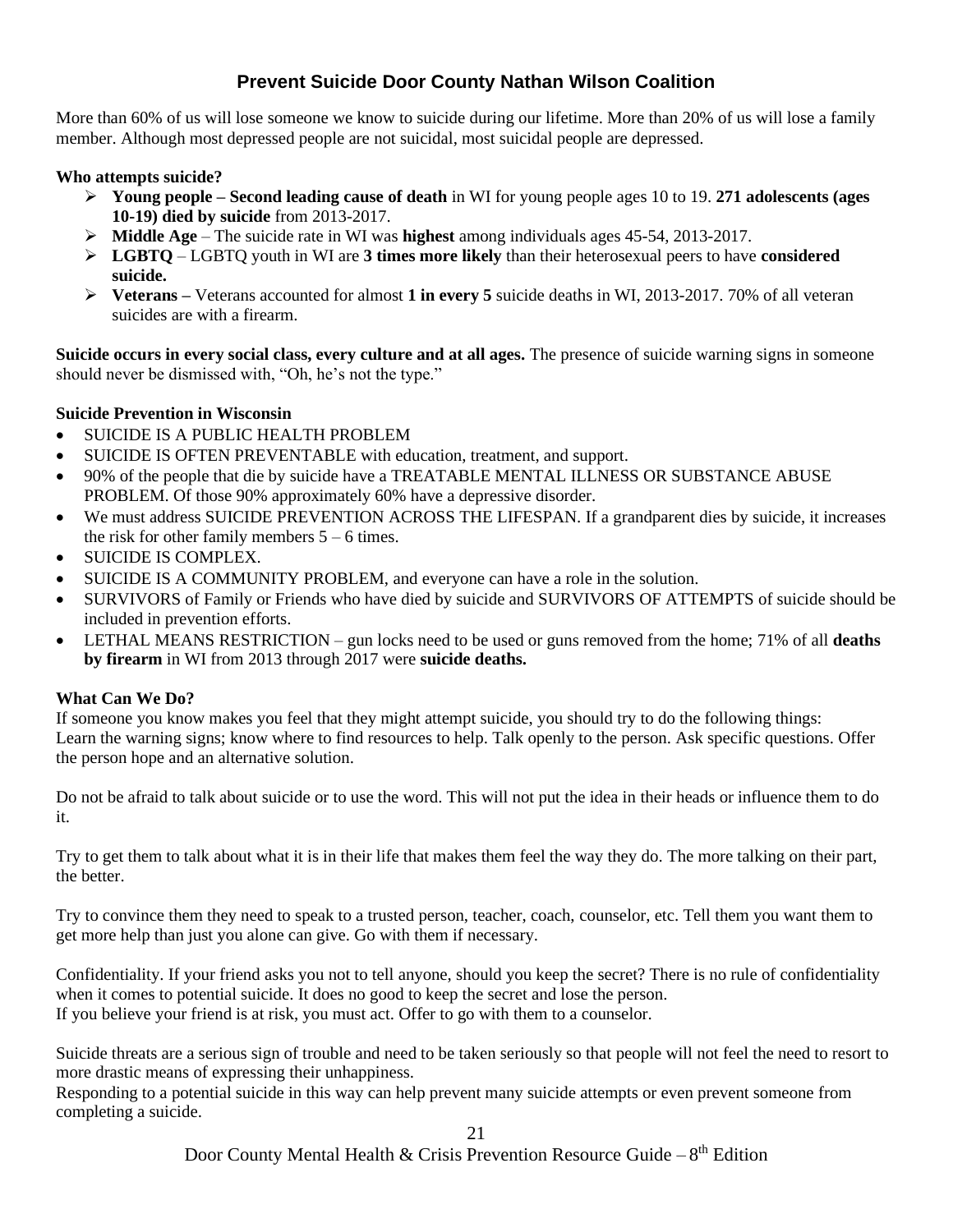## Prevent Suicide Door County Nathan Wilson Coalition

More than 60% of us will lose someone we know to suicide during our lifetime. More than 20% of us will lose a family member. Although most depressed people are not suicidal, most suicidal people are depressed.

**Who attempts suicide?**

- **Young people – Second leading cause of death** in WI for young people ages 10 to 19. **271 adolescents (ages 10-19) died by suicide** from 2013-2017.
- **Middle Age** – The suicide rate in WI was **highest** among individuals ages 45-54, 2013-2017.
- **LGBTQ** – LGBTQ youth in WI are **3 times more likely** than their heterosexual peers to have **considered suicide.**
- **Veterans –** Veterans accounted for almost **1 in every 5** suicide deaths in WI, 2013-2017. 70% of all veteran suicides are with a firearm.

**Suicide occurs in every social class, every culture and at all ages.** The presence of suicide warning signs in someone should never be dismissed with, "Oh, he's not the type."

**Suicide Prevention in Wisconsin**

- SUICIDE IS A PUBLIC HEALTH PROBLEM
- SUICIDE IS OFTEN PREVENTABLE with education, treatment, and support.
- 90% of the people that die by suicide have a TREATABLE MENTAL ILLNESS OR SUBSTANCE ABUSE PROBLEM. Of those 90% approximately 60% have a depressive disorder.
- We must address SUICIDE PREVENTION ACROSS THE LIFESPAN. If a grandparent dies by suicide, it increases the risk for other family members 5 – 6 times.
- SUICIDE IS COMPLEX.
- SUICIDE IS A COMMUNITY PROBLEM, and everyone can have a role in the solution.
- SURVIVORS of Family or Friends who have died by suicide and SURVIVORS OF ATTEMPTS of suicide should be included in prevention efforts.
- LETHAL MEANS RESTRICTION – gun locks need to be used or guns removed from the home; 71% of all **deaths by firearm** in WI from 2013 through 2017 were **suicide deaths.**

**What Can We Do?**

If someone you know makes you feel that they might attempt suicide, you should try to do the following things: Learn the warning signs; know where to find resources to help. Talk openly to the person. Ask specific questions. Offer the person hope and an alternative solution.

Do not be afraid to talk about suicide or to use the word. This will not put the idea in their heads or influence them to do it.

Try to get them to talk about what it is in their life that makes them feel the way they do. The more talking on their part, the better.

Try to convince them they need to speak to a trusted person, teacher, coach, counselor, etc. Tell them you want them to get more help than just you alone can give. Go with them if necessary.

Confidentiality. If your friend asks you not to tell anyone, should you keep the secret? There is no rule of confidentiality when it comes to potential suicide. It does no good to keep the secret and lose the person.
If you believe your friend is at risk, you must act. Offer to go with them to a counselor.

Suicide threats are a serious sign of trouble and need to be taken seriously so that people will not feel the need to resort to more drastic means of expressing their unhappiness.
Responding to a potential suicide in this way can help prevent many suicide attempts or even prevent someone from completing a suicide.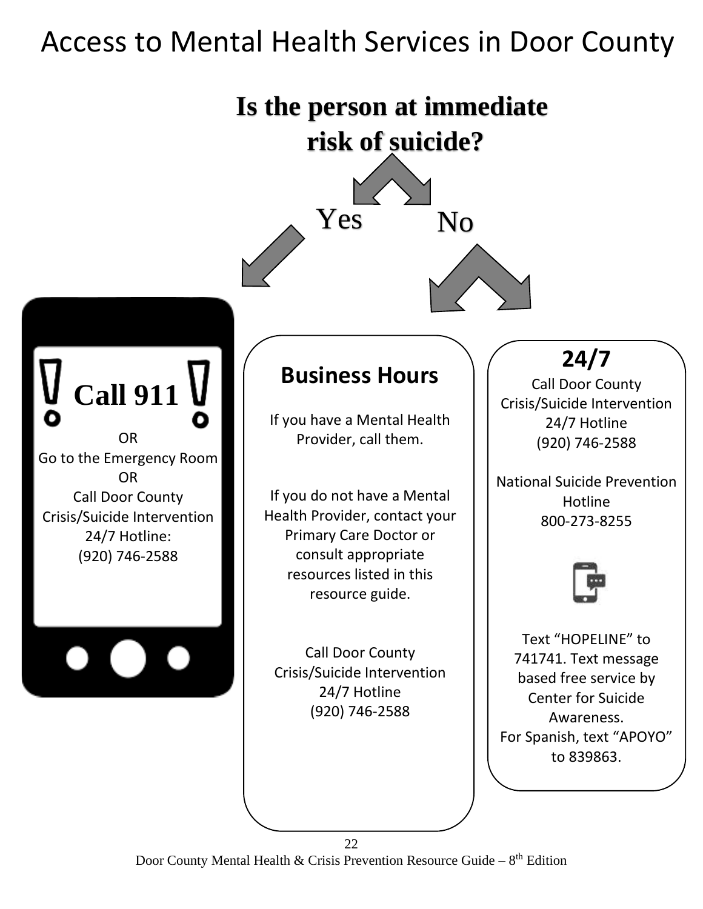# Access to Mental Health Services in Door County

## Is the person at immediate risk of suicide?

Yes

No

**Call 911**

OR

Go to the Emergency Room

OR

Call Door County Crisis/Suicide Intervention 24/7 Hotline: (920) 746-2588

### Business Hours

If you have a Mental Health Provider, call them.

If you do not have a Mental Health Provider, contact your Primary Care Doctor or consult appropriate resources listed in this resource guide.

Call Door County Crisis/Suicide Intervention 24/7 Hotline (920) 746-2588

### 24/7

Call Door County Crisis/Suicide Intervention 24/7 Hotline (920) 746-2588

National Suicide Prevention Hotline 800-273-8255

Text "HOPELINE" to 741741. Text message based free service by Center for Suicide Awareness.

For Spanish, text "APOYO" to 839863.